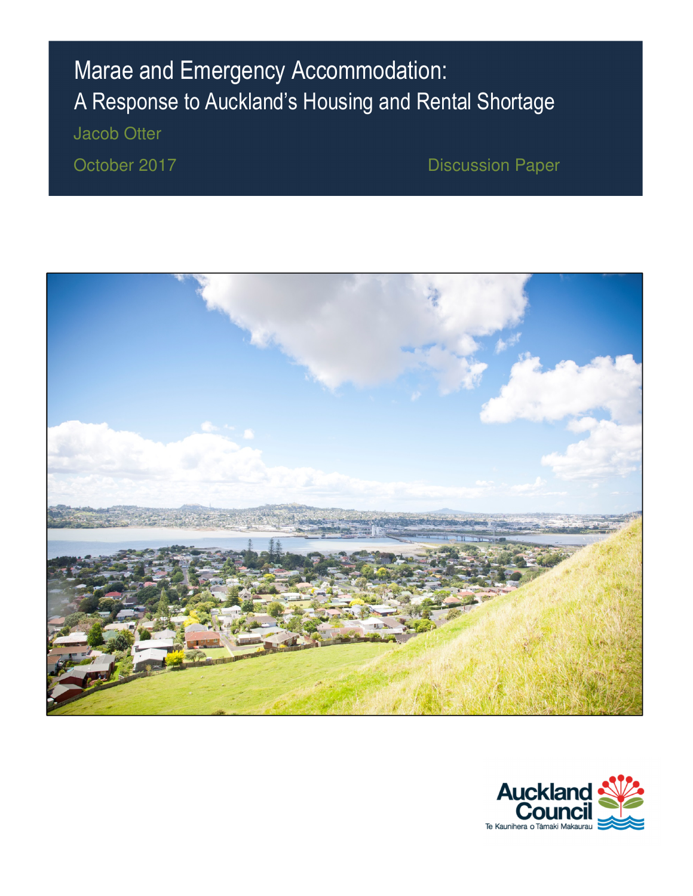# Marae and Emergency Accommodation:
## A Response to Auckland's Housing and Rental Shortage

Jacob Otter

October 2017

Discussion Paper

Auckland Council
Te Kaunihera o Tāmaki Makaurau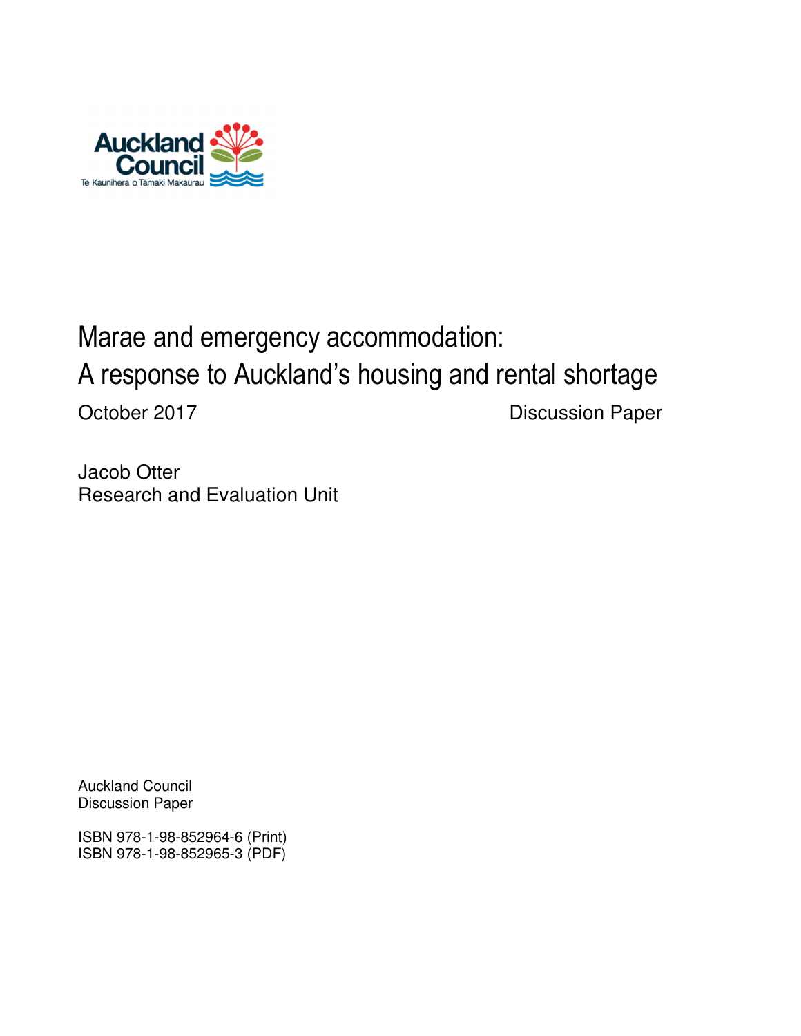# Marae and emergency accommodation: A response to Auckland's housing and rental shortage

October 2017 Discussion Paper

Jacob Otter
Research and Evaluation Unit

Auckland Council
Discussion Paper

ISBN 978-1-98-852964-6 (Print)
ISBN 978-1-98-852965-3 (PDF)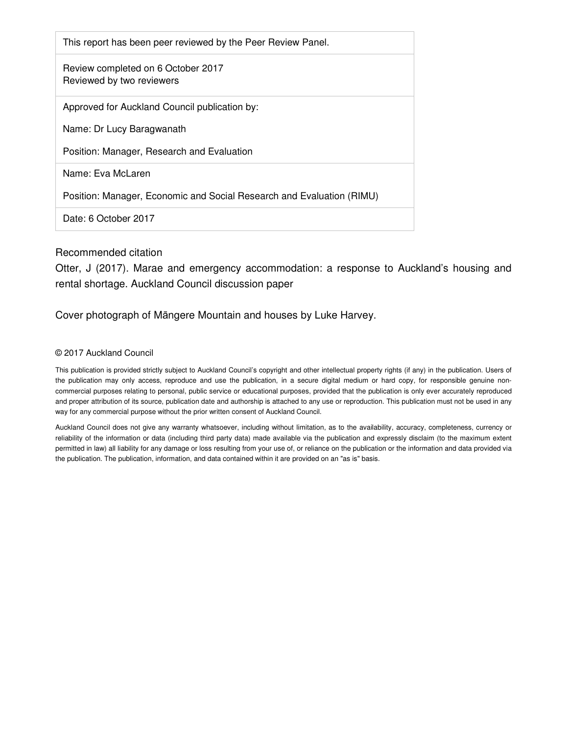| This report has been peer reviewed by the Peer Review Panel. |
| --- |
| Review completed on 6 October 2017<br>Reviewed by two reviewers |
| Approved for Auckland Council publication by:<br><br>Name: Dr Lucy Baragwanath<br><br>Position: Manager, Research and Evaluation |
| Name: Eva McLaren<br><br>Position: Manager, Economic and Social Research and Evaluation (RIMU) |
| Date: 6 October 2017 |

Recommended citation

Otter, J (2017). Marae and emergency accommodation: a response to Auckland's housing and rental shortage. Auckland Council discussion paper

Cover photograph of Māngere Mountain and houses by Luke Harvey.

© 2017 Auckland Council

This publication is provided strictly subject to Auckland Council's copyright and other intellectual property rights (if any) in the publication. Users of the publication may only access, reproduce and use the publication, in a secure digital medium or hard copy, for responsible genuine non-commercial purposes relating to personal, public service or educational purposes, provided that the publication is only ever accurately reproduced and proper attribution of its source, publication date and authorship is attached to any use or reproduction. This publication must not be used in any way for any commercial purpose without the prior written consent of Auckland Council.

Auckland Council does not give any warranty whatsoever, including without limitation, as to the availability, accuracy, completeness, currency or reliability of the information or data (including third party data) made available via the publication and expressly disclaim (to the maximum extent permitted in law) all liability for any damage or loss resulting from your use of, or reliance on the publication or the information and data provided via the publication. The publication, information, and data contained within it are provided on an "as is" basis.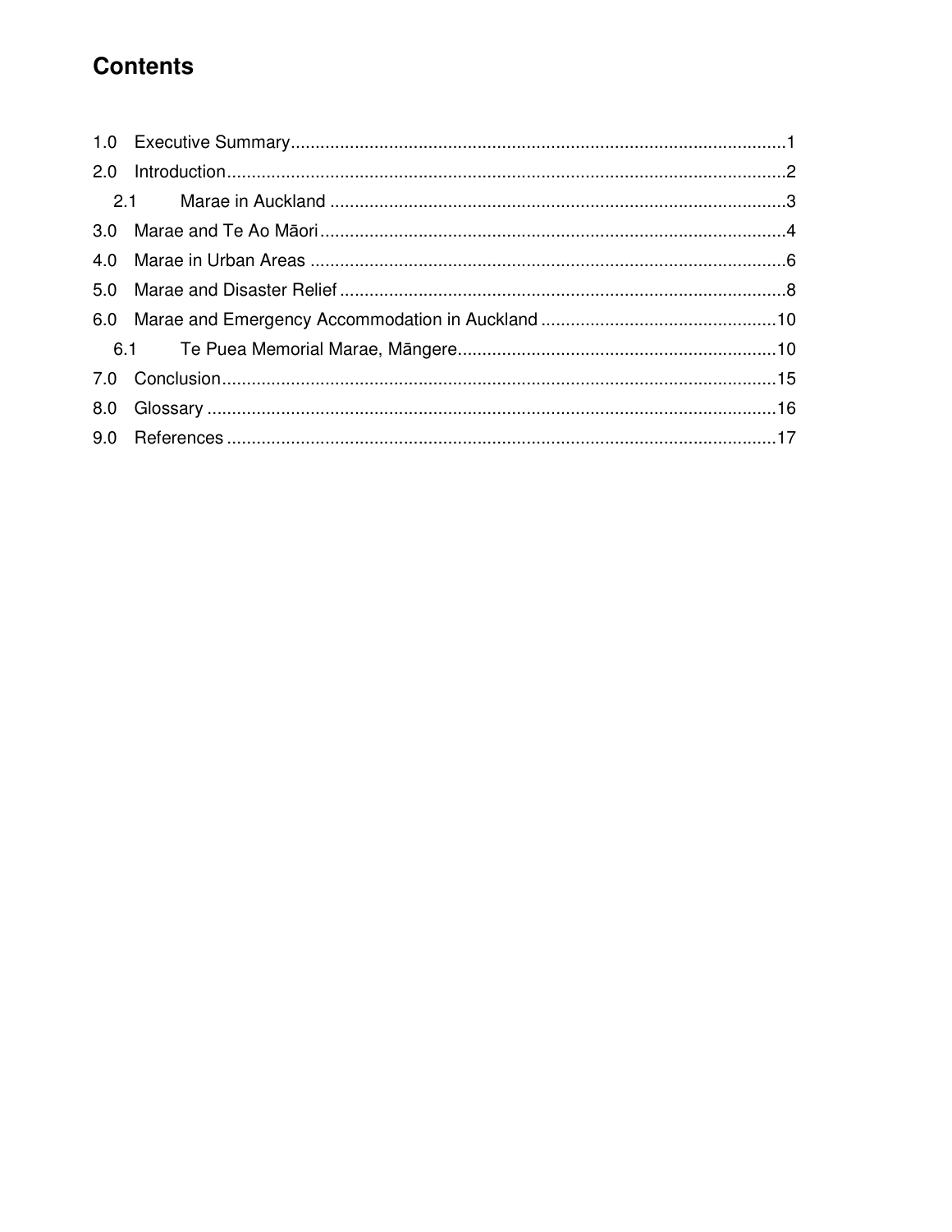# Contents

1.0 Executive Summary ..................................................................................................1
2.0 Introduction ...............................................................................................................2
   2.1 Marae in Auckland ..............................................................................................3
3.0 Marae and Te Ao Māori ............................................................................................4
4.0 Marae in Urban Areas ..............................................................................................6
5.0 Marae and Disaster Relief ........................................................................................8
6.0 Marae and Emergency Accommodation in Auckland ..............................................10
   6.1 Te Puea Memorial Marae, Māngere ..................................................................10
7.0 Conclusion ..............................................................................................................15
8.0 Glossary ..................................................................................................................16
9.0 References ..............................................................................................................17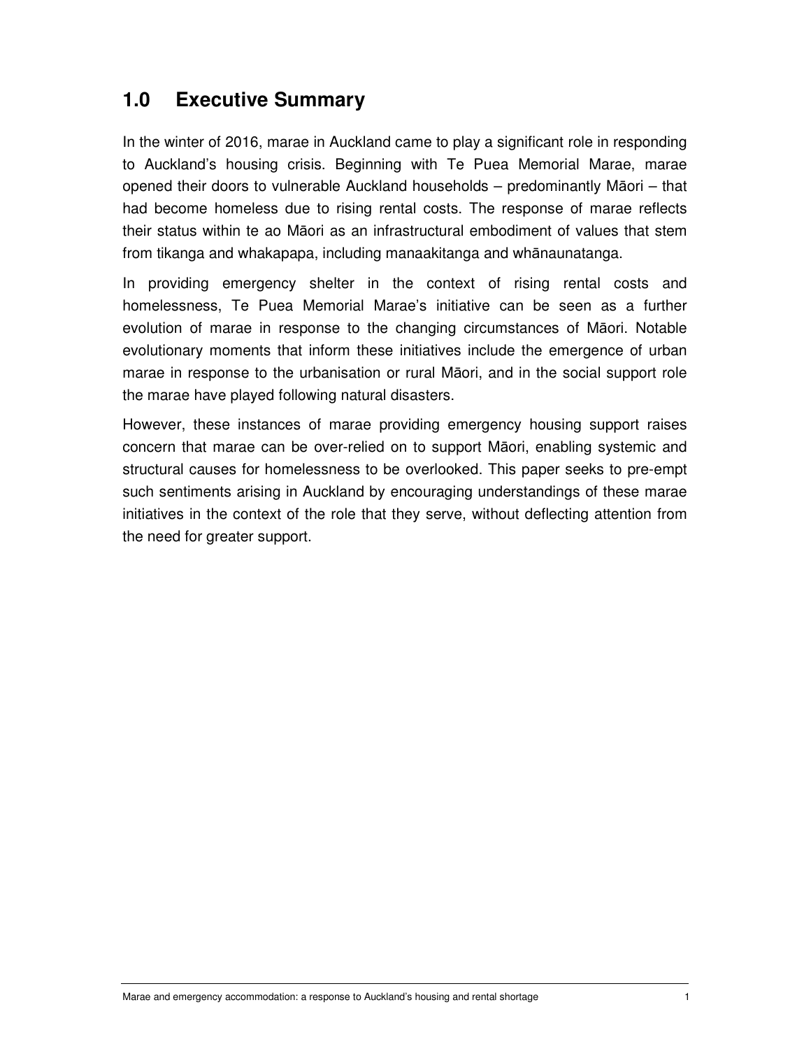## 1.0 Executive Summary

In the winter of 2016, marae in Auckland came to play a significant role in responding to Auckland's housing crisis. Beginning with Te Puea Memorial Marae, marae opened their doors to vulnerable Auckland households – predominantly Māori – that had become homeless due to rising rental costs. The response of marae reflects their status within te ao Māori as an infrastructural embodiment of values that stem from tikanga and whakapapa, including manaakitanga and whānaunatanga.

In providing emergency shelter in the context of rising rental costs and homelessness, Te Puea Memorial Marae's initiative can be seen as a further evolution of marae in response to the changing circumstances of Māori. Notable evolutionary moments that inform these initiatives include the emergence of urban marae in response to the urbanisation or rural Māori, and in the social support role the marae have played following natural disasters.

However, these instances of marae providing emergency housing support raises concern that marae can be over-relied on to support Māori, enabling systemic and structural causes for homelessness to be overlooked. This paper seeks to pre-empt such sentiments arising in Auckland by encouraging understandings of these marae initiatives in the context of the role that they serve, without deflecting attention from the need for greater support.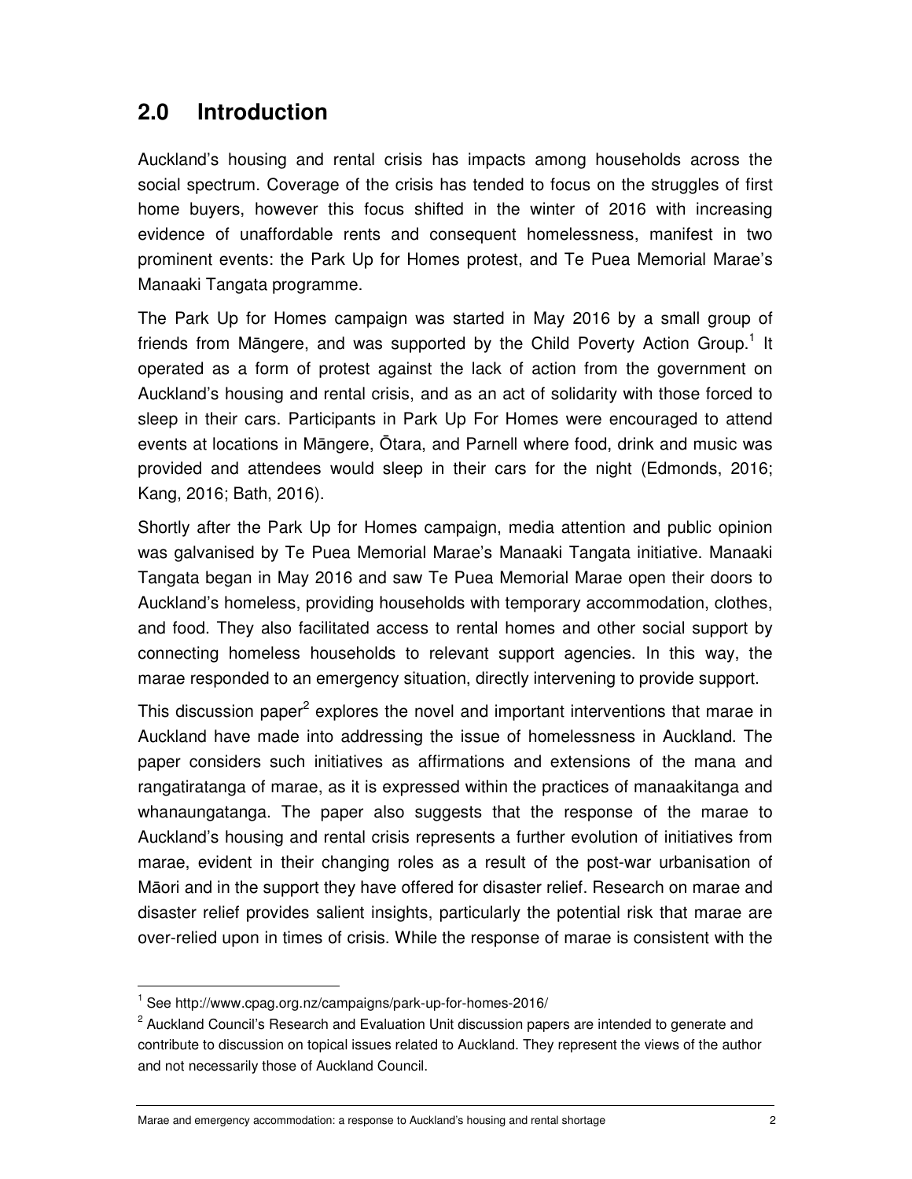## 2.0 Introduction

Auckland's housing and rental crisis has impacts among households across the social spectrum. Coverage of the crisis has tended to focus on the struggles of first home buyers, however this focus shifted in the winter of 2016 with increasing evidence of unaffordable rents and consequent homelessness, manifest in two prominent events: the Park Up for Homes protest, and Te Puea Memorial Marae's Manaaki Tangata programme.

The Park Up for Homes campaign was started in May 2016 by a small group of friends from Māngere, and was supported by the Child Poverty Action Group.[1] It operated as a form of protest against the lack of action from the government on Auckland's housing and rental crisis, and as an act of solidarity with those forced to sleep in their cars. Participants in Park Up For Homes were encouraged to attend events at locations in Māngere, Ōtara, and Parnell where food, drink and music was provided and attendees would sleep in their cars for the night (Edmonds, 2016; Kang, 2016; Bath, 2016).

Shortly after the Park Up for Homes campaign, media attention and public opinion was galvanised by Te Puea Memorial Marae's Manaaki Tangata initiative. Manaaki Tangata began in May 2016 and saw Te Puea Memorial Marae open their doors to Auckland's homeless, providing households with temporary accommodation, clothes, and food. They also facilitated access to rental homes and other social support by connecting homeless households to relevant support agencies. In this way, the marae responded to an emergency situation, directly intervening to provide support.

This discussion paper[2] explores the novel and important interventions that marae in Auckland have made into addressing the issue of homelessness in Auckland. The paper considers such initiatives as affirmations and extensions of the mana and rangatiratanga of marae, as it is expressed within the practices of manaakitanga and whanaungatanga. The paper also suggests that the response of the marae to Auckland's housing and rental crisis represents a further evolution of initiatives from marae, evident in their changing roles as a result of the post-war urbanisation of Māori and in the support they have offered for disaster relief. Research on marae and disaster relief provides salient insights, particularly the potential risk that marae are over-relied upon in times of crisis. While the response of marae is consistent with the

---

[1] See http://www.cpag.org.nz/campaigns/park-up-for-homes-2016/

[2] Auckland Council's Research and Evaluation Unit discussion papers are intended to generate and contribute to discussion on topical issues related to Auckland. They represent the views of the author and not necessarily those of Auckland Council.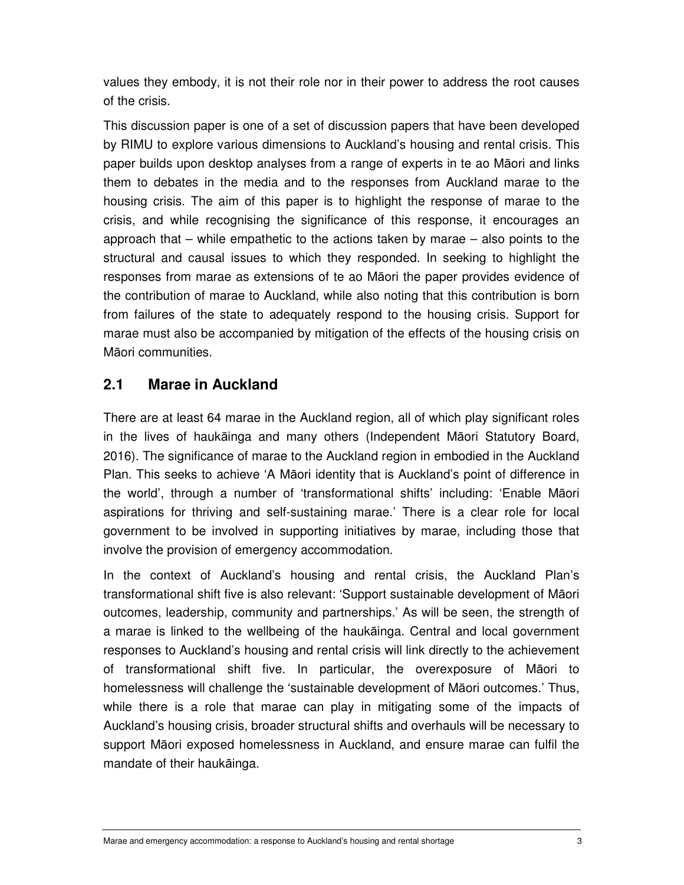values they embody, it is not their role nor in their power to address the root causes of the crisis.

This discussion paper is one of a set of discussion papers that have been developed by RIMU to explore various dimensions to Auckland's housing and rental crisis. This paper builds upon desktop analyses from a range of experts in te ao Māori and links them to debates in the media and to the responses from Auckland marae to the housing crisis. The aim of this paper is to highlight the response of marae to the crisis, and while recognising the significance of this response, it encourages an approach that – while empathetic to the actions taken by marae – also points to the structural and causal issues to which they responded. In seeking to highlight the responses from marae as extensions of te ao Māori the paper provides evidence of the contribution of marae to Auckland, while also noting that this contribution is born from failures of the state to adequately respond to the housing crisis. Support for marae must also be accompanied by mitigation of the effects of the housing crisis on Māori communities.

## 2.1 Marae in Auckland

There are at least 64 marae in the Auckland region, all of which play significant roles in the lives of haukāinga and many others (Independent Māori Statutory Board, 2016). The significance of marae to the Auckland region in embodied in the Auckland Plan. This seeks to achieve 'A Māori identity that is Auckland's point of difference in the world', through a number of 'transformational shifts' including: 'Enable Māori aspirations for thriving and self-sustaining marae.' There is a clear role for local government to be involved in supporting initiatives by marae, including those that involve the provision of emergency accommodation.

In the context of Auckland's housing and rental crisis, the Auckland Plan's transformational shift five is also relevant: 'Support sustainable development of Māori outcomes, leadership, community and partnerships.' As will be seen, the strength of a marae is linked to the wellbeing of the haukāinga. Central and local government responses to Auckland's housing and rental crisis will link directly to the achievement of transformational shift five. In particular, the overexposure of Māori to homelessness will challenge the 'sustainable development of Māori outcomes.' Thus, while there is a role that marae can play in mitigating some of the impacts of Auckland's housing crisis, broader structural shifts and overhauls will be necessary to support Māori exposed homelessness in Auckland, and ensure marae can fulfil the mandate of their haukāinga.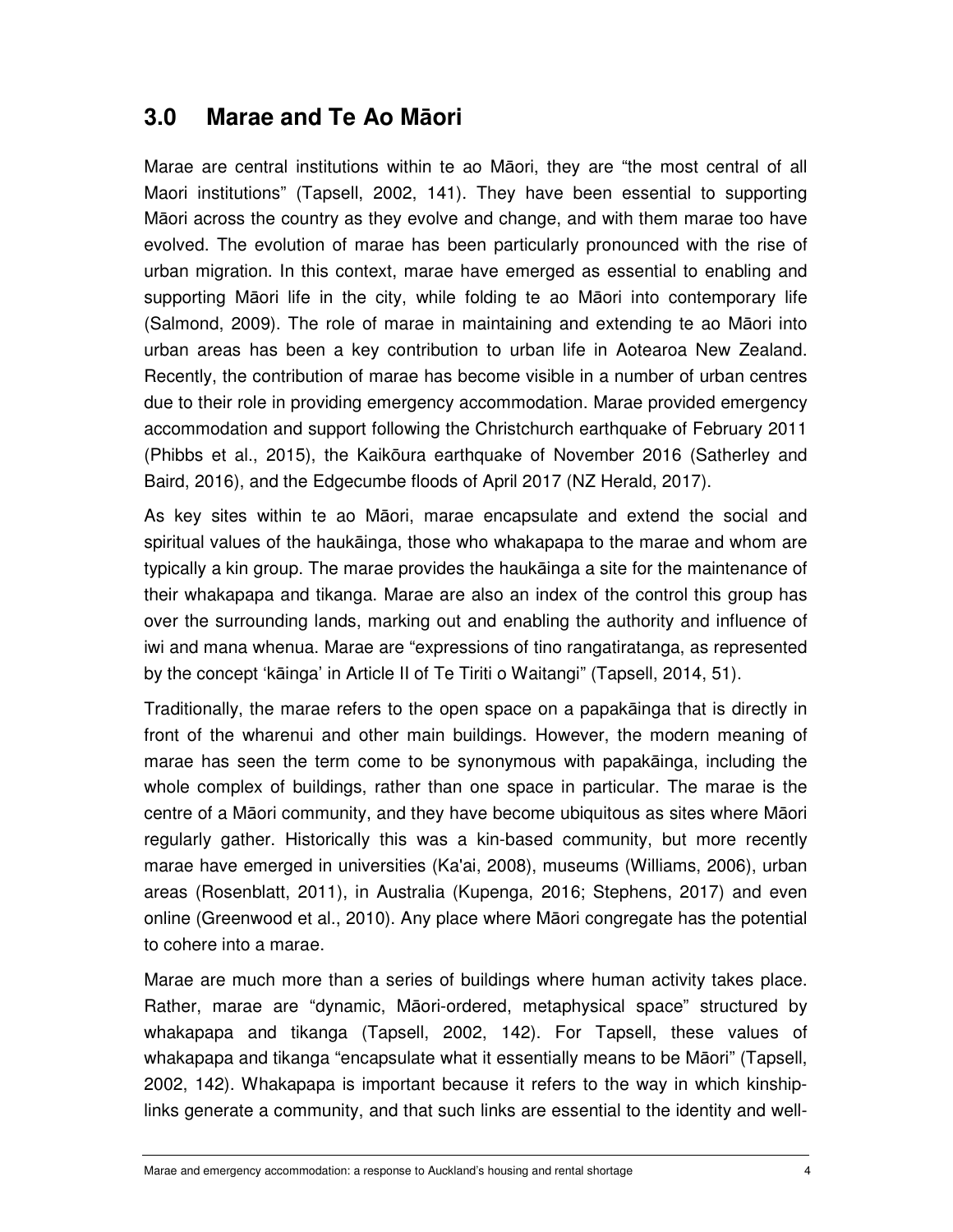## 3.0 Marae and Te Ao Māori

Marae are central institutions within te ao Māori, they are "the most central of all Maori institutions" (Tapsell, 2002, 141). They have been essential to supporting Māori across the country as they evolve and change, and with them marae too have evolved. The evolution of marae has been particularly pronounced with the rise of urban migration. In this context, marae have emerged as essential to enabling and supporting Māori life in the city, while folding te ao Māori into contemporary life (Salmond, 2009). The role of marae in maintaining and extending te ao Māori into urban areas has been a key contribution to urban life in Aotearoa New Zealand. Recently, the contribution of marae has become visible in a number of urban centres due to their role in providing emergency accommodation. Marae provided emergency accommodation and support following the Christchurch earthquake of February 2011 (Phibbs et al., 2015), the Kaikōura earthquake of November 2016 (Satherley and Baird, 2016), and the Edgecumbe floods of April 2017 (NZ Herald, 2017).

As key sites within te ao Māori, marae encapsulate and extend the social and spiritual values of the haukāinga, those who whakapapa to the marae and whom are typically a kin group. The marae provides the haukāinga a site for the maintenance of their whakapapa and tikanga. Marae are also an index of the control this group has over the surrounding lands, marking out and enabling the authority and influence of iwi and mana whenua. Marae are "expressions of tino rangatiratanga, as represented by the concept 'kāinga' in Article II of Te Tiriti o Waitangi" (Tapsell, 2014, 51).

Traditionally, the marae refers to the open space on a papakāinga that is directly in front of the wharenui and other main buildings. However, the modern meaning of marae has seen the term come to be synonymous with papakāinga, including the whole complex of buildings, rather than one space in particular. The marae is the centre of a Māori community, and they have become ubiquitous as sites where Māori regularly gather. Historically this was a kin-based community, but more recently marae have emerged in universities (Ka'ai, 2008), museums (Williams, 2006), urban areas (Rosenblatt, 2011), in Australia (Kupenga, 2016; Stephens, 2017) and even online (Greenwood et al., 2010). Any place where Māori congregate has the potential to cohere into a marae.

Marae are much more than a series of buildings where human activity takes place. Rather, marae are "dynamic, Māori-ordered, metaphysical space" structured by whakapapa and tikanga (Tapsell, 2002, 142). For Tapsell, these values of whakapapa and tikanga "encapsulate what it essentially means to be Māori" (Tapsell, 2002, 142). Whakapapa is important because it refers to the way in which kinship-links generate a community, and that such links are essential to the identity and well-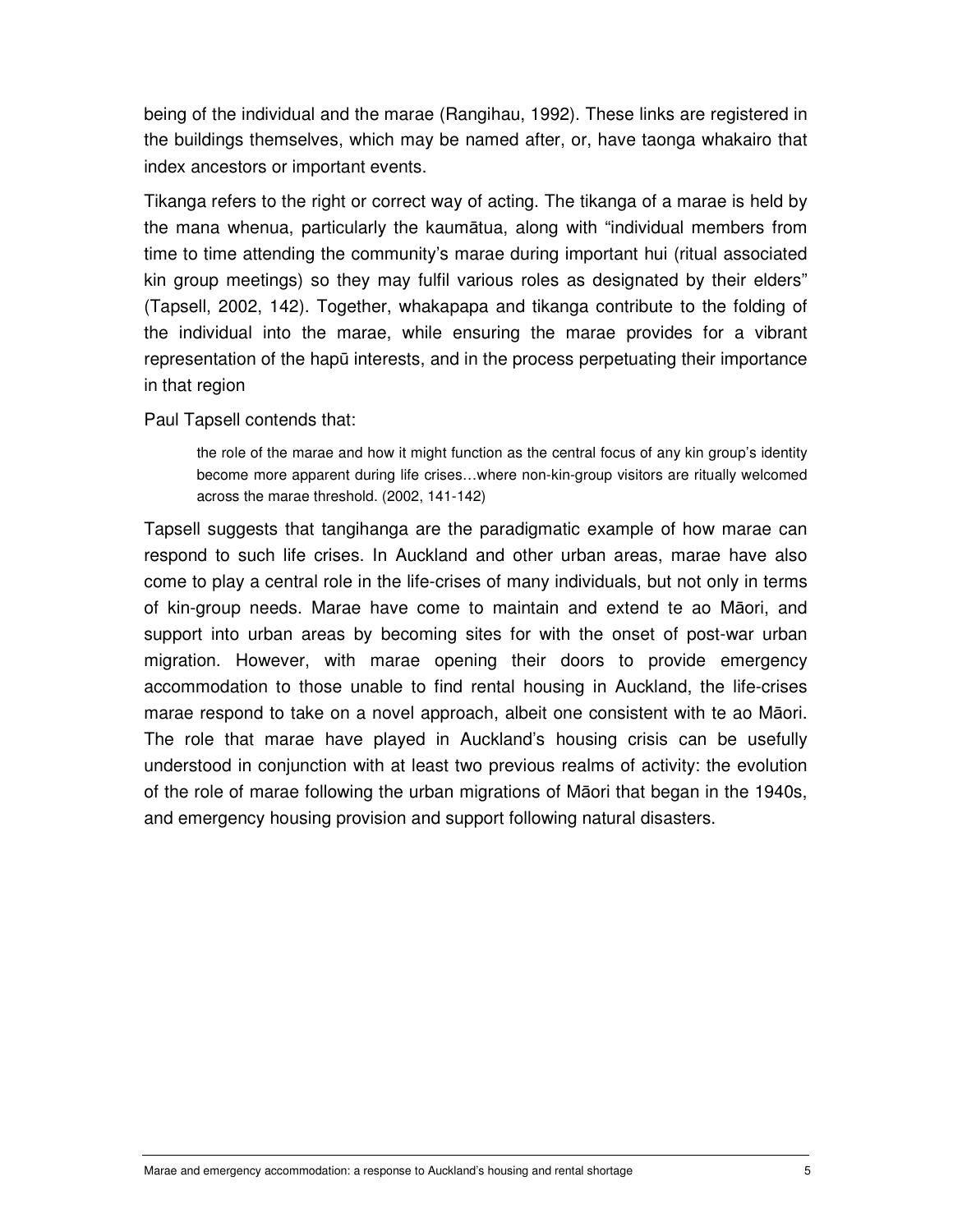being of the individual and the marae (Rangihau, 1992). These links are registered in the buildings themselves, which may be named after, or, have taonga whakairo that index ancestors or important events.

Tikanga refers to the right or correct way of acting. The tikanga of a marae is held by the mana whenua, particularly the kaumātua, along with "individual members from time to time attending the community's marae during important hui (ritual associated kin group meetings) so they may fulfil various roles as designated by their elders" (Tapsell, 2002, 142). Together, whakapapa and tikanga contribute to the folding of the individual into the marae, while ensuring the marae provides for a vibrant representation of the hapū interests, and in the process perpetuating their importance in that region

Paul Tapsell contends that:

> the role of the marae and how it might function as the central focus of any kin group's identity become more apparent during life crises…where non-kin-group visitors are ritually welcomed across the marae threshold. (2002, 141-142)

Tapsell suggests that tangihanga are the paradigmatic example of how marae can respond to such life crises. In Auckland and other urban areas, marae have also come to play a central role in the life-crises of many individuals, but not only in terms of kin-group needs. Marae have come to maintain and extend te ao Māori, and support into urban areas by becoming sites for with the onset of post-war urban migration. However, with marae opening their doors to provide emergency accommodation to those unable to find rental housing in Auckland, the life-crises marae respond to take on a novel approach, albeit one consistent with te ao Māori. The role that marae have played in Auckland's housing crisis can be usefully understood in conjunction with at least two previous realms of activity: the evolution of the role of marae following the urban migrations of Māori that began in the 1940s, and emergency housing provision and support following natural disasters.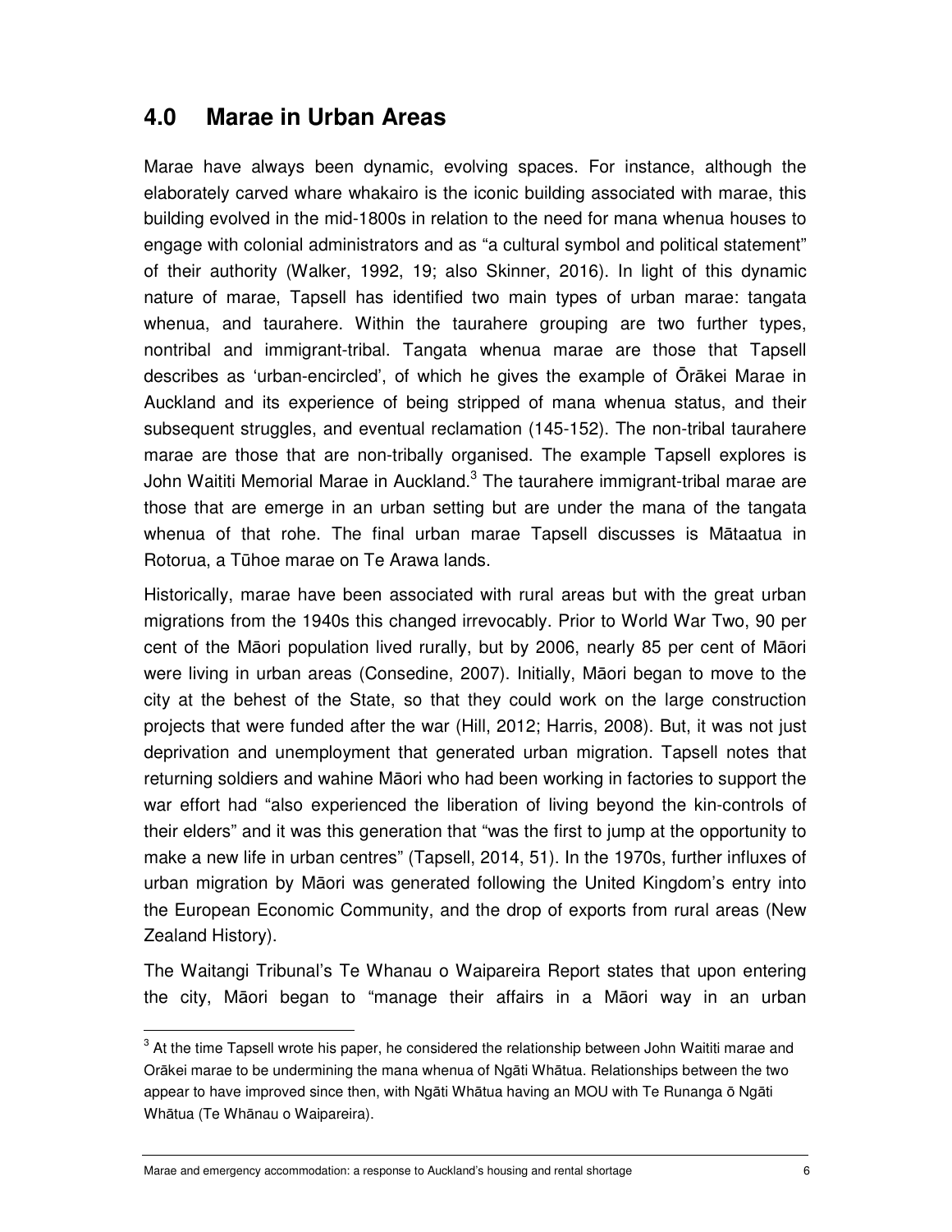## 4.0 Marae in Urban Areas

Marae have always been dynamic, evolving spaces. For instance, although the elaborately carved whare whakairo is the iconic building associated with marae, this building evolved in the mid-1800s in relation to the need for mana whenua houses to engage with colonial administrators and as "a cultural symbol and political statement" of their authority (Walker, 1992, 19; also Skinner, 2016). In light of this dynamic nature of marae, Tapsell has identified two main types of urban marae: tangata whenua, and taurahere. Within the taurahere grouping are two further types, nontribal and immigrant-tribal. Tangata whenua marae are those that Tapsell describes as 'urban-encircled', of which he gives the example of Ōrākei Marae in Auckland and its experience of being stripped of mana whenua status, and their subsequent struggles, and eventual reclamation (145-152). The non-tribal taurahere marae are those that are non-tribally organised. The example Tapsell explores is John Waititi Memorial Marae in Auckland.[3] The taurahere immigrant-tribal marae are those that are emerge in an urban setting but are under the mana of the tangata whenua of that rohe. The final urban marae Tapsell discusses is Mātaatua in Rotorua, a Tūhoe marae on Te Arawa lands.

Historically, marae have been associated with rural areas but with the great urban migrations from the 1940s this changed irrevocably. Prior to World War Two, 90 per cent of the Māori population lived rurally, but by 2006, nearly 85 per cent of Māori were living in urban areas (Consedine, 2007). Initially, Māori began to move to the city at the behest of the State, so that they could work on the large construction projects that were funded after the war (Hill, 2012; Harris, 2008). But, it was not just deprivation and unemployment that generated urban migration. Tapsell notes that returning soldiers and wahine Māori who had been working in factories to support the war effort had "also experienced the liberation of living beyond the kin-controls of their elders" and it was this generation that "was the first to jump at the opportunity to make a new life in urban centres" (Tapsell, 2014, 51). In the 1970s, further influxes of urban migration by Māori was generated following the United Kingdom's entry into the European Economic Community, and the drop of exports from rural areas (New Zealand History).

The Waitangi Tribunal's Te Whanau o Waipareira Report states that upon entering the city, Māori began to "manage their affairs in a Māori way in an urban

---

[3] At the time Tapsell wrote his paper, he considered the relationship between John Waititi marae and Orākei marae to be undermining the mana whenua of Ngāti Whātua. Relationships between the two appear to have improved since then, with Ngāti Whātua having an MOU with Te Runanga ō Ngāti Whātua (Te Whānau o Waipareira).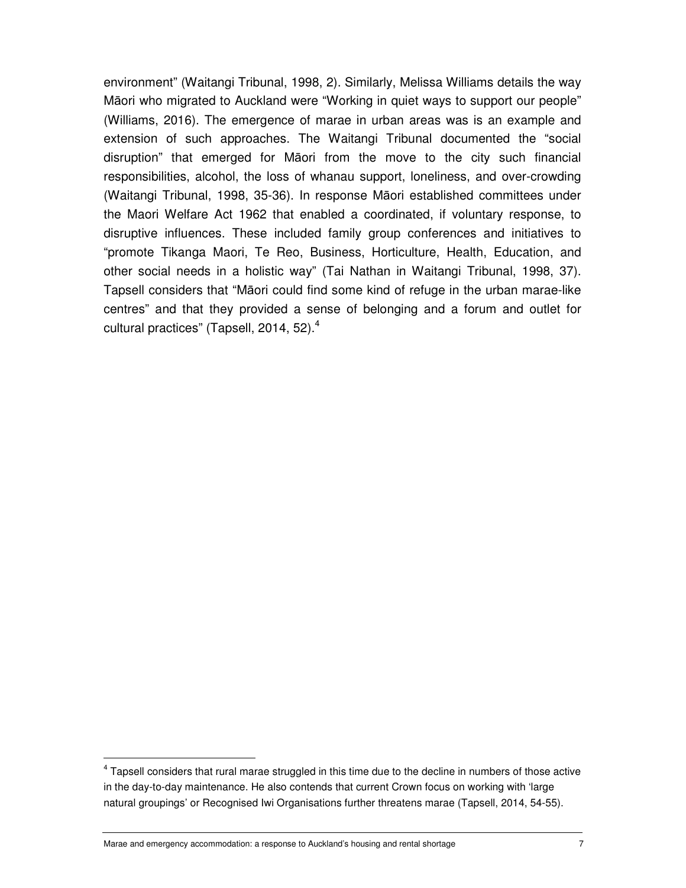environment" (Waitangi Tribunal, 1998, 2). Similarly, Melissa Williams details the way Māori who migrated to Auckland were "Working in quiet ways to support our people" (Williams, 2016). The emergence of marae in urban areas was is an example and extension of such approaches. The Waitangi Tribunal documented the "social disruption" that emerged for Māori from the move to the city such financial responsibilities, alcohol, the loss of whanau support, loneliness, and over-crowding (Waitangi Tribunal, 1998, 35-36). In response Māori established committees under the Maori Welfare Act 1962 that enabled a coordinated, if voluntary response, to disruptive influences. These included family group conferences and initiatives to "promote Tikanga Maori, Te Reo, Business, Horticulture, Health, Education, and other social needs in a holistic way" (Tai Nathan in Waitangi Tribunal, 1998, 37). Tapsell considers that "Māori could find some kind of refuge in the urban marae-like centres" and that they provided a sense of belonging and a forum and outlet for cultural practices" (Tapsell, 2014, 52).[4]

[4] Tapsell considers that rural marae struggled in this time due to the decline in numbers of those active in the day-to-day maintenance. He also contends that current Crown focus on working with 'large natural groupings' or Recognised Iwi Organisations further threatens marae (Tapsell, 2014, 54-55).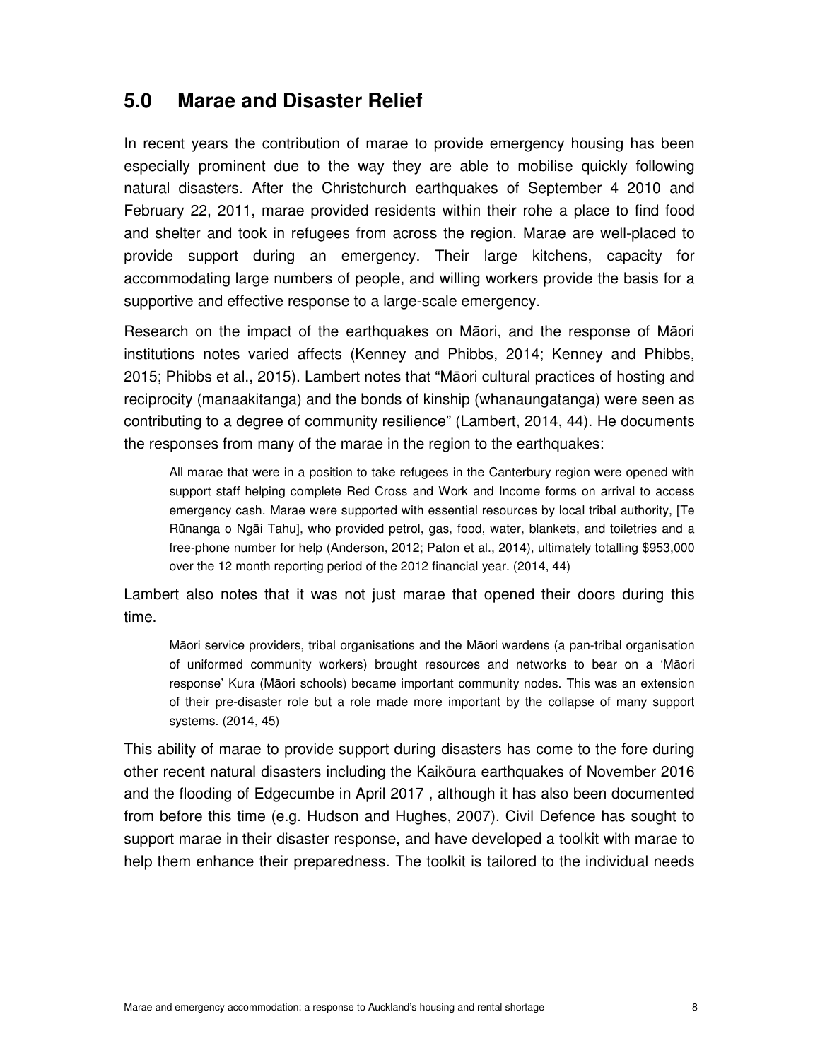## 5.0 Marae and Disaster Relief

In recent years the contribution of marae to provide emergency housing has been especially prominent due to the way they are able to mobilise quickly following natural disasters. After the Christchurch earthquakes of September 4 2010 and February 22, 2011, marae provided residents within their rohe a place to find food and shelter and took in refugees from across the region. Marae are well-placed to provide support during an emergency. Their large kitchens, capacity for accommodating large numbers of people, and willing workers provide the basis for a supportive and effective response to a large-scale emergency.

Research on the impact of the earthquakes on Māori, and the response of Māori institutions notes varied affects (Kenney and Phibbs, 2014; Kenney and Phibbs, 2015; Phibbs et al., 2015). Lambert notes that "Māori cultural practices of hosting and reciprocity (manaakitanga) and the bonds of kinship (whanaungatanga) were seen as contributing to a degree of community resilience" (Lambert, 2014, 44). He documents the responses from many of the marae in the region to the earthquakes:

> All marae that were in a position to take refugees in the Canterbury region were opened with support staff helping complete Red Cross and Work and Income forms on arrival to access emergency cash. Marae were supported with essential resources by local tribal authority, [Te Rūnanga o Ngāi Tahu], who provided petrol, gas, food, water, blankets, and toiletries and a free-phone number for help (Anderson, 2012; Paton et al., 2014), ultimately totalling $953,000 over the 12 month reporting period of the 2012 financial year. (2014, 44)

Lambert also notes that it was not just marae that opened their doors during this time.

> Māori service providers, tribal organisations and the Māori wardens (a pan-tribal organisation of uniformed community workers) brought resources and networks to bear on a 'Māori response' Kura (Māori schools) became important community nodes. This was an extension of their pre-disaster role but a role made more important by the collapse of many support systems. (2014, 45)

This ability of marae to provide support during disasters has come to the fore during other recent natural disasters including the Kaikōura earthquakes of November 2016 and the flooding of Edgecumbe in April 2017 , although it has also been documented from before this time (e.g. Hudson and Hughes, 2007). Civil Defence has sought to support marae in their disaster response, and have developed a toolkit with marae to help them enhance their preparedness. The toolkit is tailored to the individual needs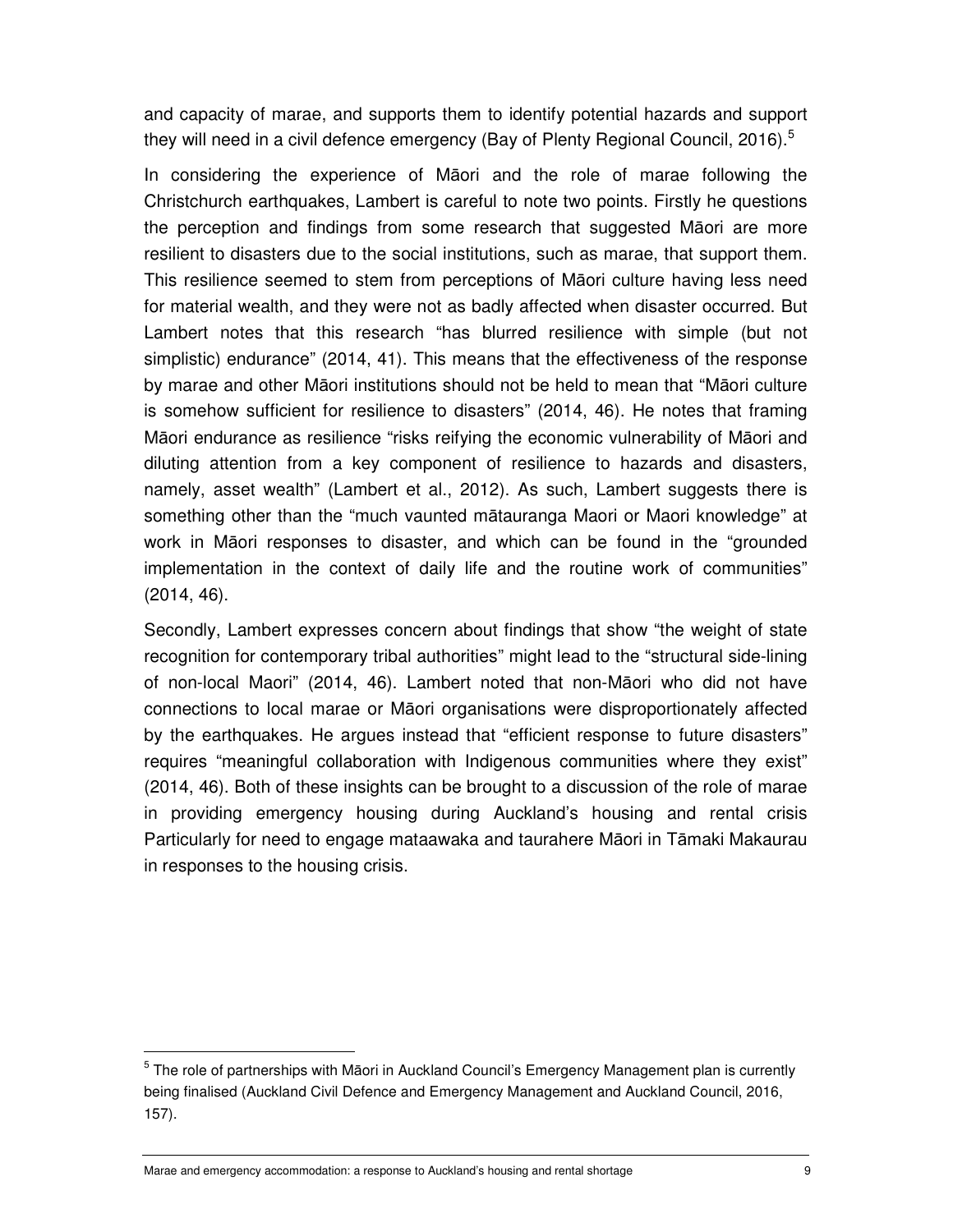and capacity of marae, and supports them to identify potential hazards and support they will need in a civil defence emergency (Bay of Plenty Regional Council, 2016).[5]

In considering the experience of Māori and the role of marae following the Christchurch earthquakes, Lambert is careful to note two points. Firstly he questions the perception and findings from some research that suggested Māori are more resilient to disasters due to the social institutions, such as marae, that support them. This resilience seemed to stem from perceptions of Māori culture having less need for material wealth, and they were not as badly affected when disaster occurred. But Lambert notes that this research "has blurred resilience with simple (but not simplistic) endurance" (2014, 41). This means that the effectiveness of the response by marae and other Māori institutions should not be held to mean that "Māori culture is somehow sufficient for resilience to disasters" (2014, 46). He notes that framing Māori endurance as resilience "risks reifying the economic vulnerability of Māori and diluting attention from a key component of resilience to hazards and disasters, namely, asset wealth" (Lambert et al., 2012). As such, Lambert suggests there is something other than the "much vaunted mātauranga Maori or Maori knowledge" at work in Māori responses to disaster, and which can be found in the "grounded implementation in the context of daily life and the routine work of communities" (2014, 46).

Secondly, Lambert expresses concern about findings that show "the weight of state recognition for contemporary tribal authorities" might lead to the "structural side-lining of non-local Maori" (2014, 46). Lambert noted that non-Māori who did not have connections to local marae or Māori organisations were disproportionately affected by the earthquakes. He argues instead that "efficient response to future disasters" requires "meaningful collaboration with Indigenous communities where they exist" (2014, 46). Both of these insights can be brought to a discussion of the role of marae in providing emergency housing during Auckland's housing and rental crisis Particularly for need to engage mataawaka and taurahere Māori in Tāmaki Makaurau in responses to the housing crisis.

---

[5] The role of partnerships with Māori in Auckland Council's Emergency Management plan is currently being finalised (Auckland Civil Defence and Emergency Management and Auckland Council, 2016, 157).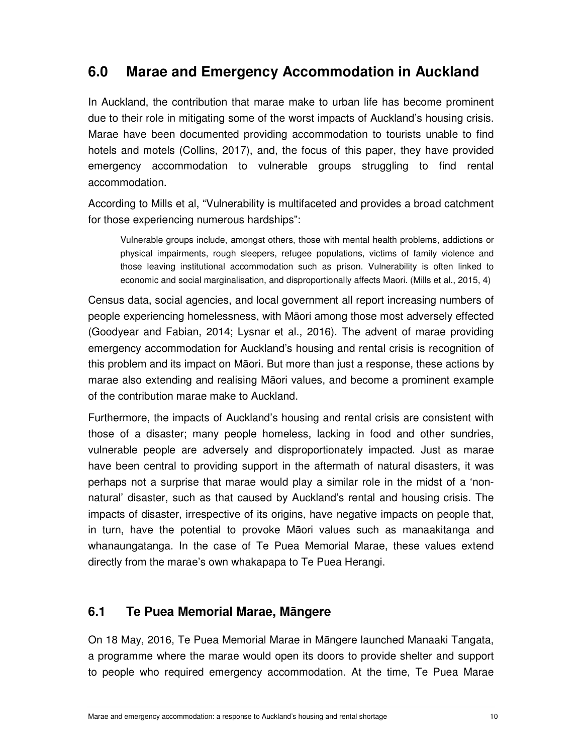## 6.0 Marae and Emergency Accommodation in Auckland

In Auckland, the contribution that marae make to urban life has become prominent due to their role in mitigating some of the worst impacts of Auckland's housing crisis. Marae have been documented providing accommodation to tourists unable to find hotels and motels (Collins, 2017), and, the focus of this paper, they have provided emergency accommodation to vulnerable groups struggling to find rental accommodation.

According to Mills et al, "Vulnerability is multifaceted and provides a broad catchment for those experiencing numerous hardships":

> Vulnerable groups include, amongst others, those with mental health problems, addictions or physical impairments, rough sleepers, refugee populations, victims of family violence and those leaving institutional accommodation such as prison. Vulnerability is often linked to economic and social marginalisation, and disproportionally affects Maori. (Mills et al., 2015, 4)

Census data, social agencies, and local government all report increasing numbers of people experiencing homelessness, with Māori among those most adversely effected (Goodyear and Fabian, 2014; Lysnar et al., 2016). The advent of marae providing emergency accommodation for Auckland's housing and rental crisis is recognition of this problem and its impact on Māori. But more than just a response, these actions by marae also extending and realising Māori values, and become a prominent example of the contribution marae make to Auckland.

Furthermore, the impacts of Auckland's housing and rental crisis are consistent with those of a disaster; many people homeless, lacking in food and other sundries, vulnerable people are adversely and disproportionately impacted. Just as marae have been central to providing support in the aftermath of natural disasters, it was perhaps not a surprise that marae would play a similar role in the midst of a 'non-natural' disaster, such as that caused by Auckland's rental and housing crisis. The impacts of disaster, irrespective of its origins, have negative impacts on people that, in turn, have the potential to provoke Māori values such as manaakitanga and whanaungatanga. In the case of Te Puea Memorial Marae, these values extend directly from the marae's own whakapapa to Te Puea Herangi.

### 6.1 Te Puea Memorial Marae, Māngere

On 18 May, 2016, Te Puea Memorial Marae in Māngere launched Manaaki Tangata, a programme where the marae would open its doors to provide shelter and support to people who required emergency accommodation. At the time, Te Puea Marae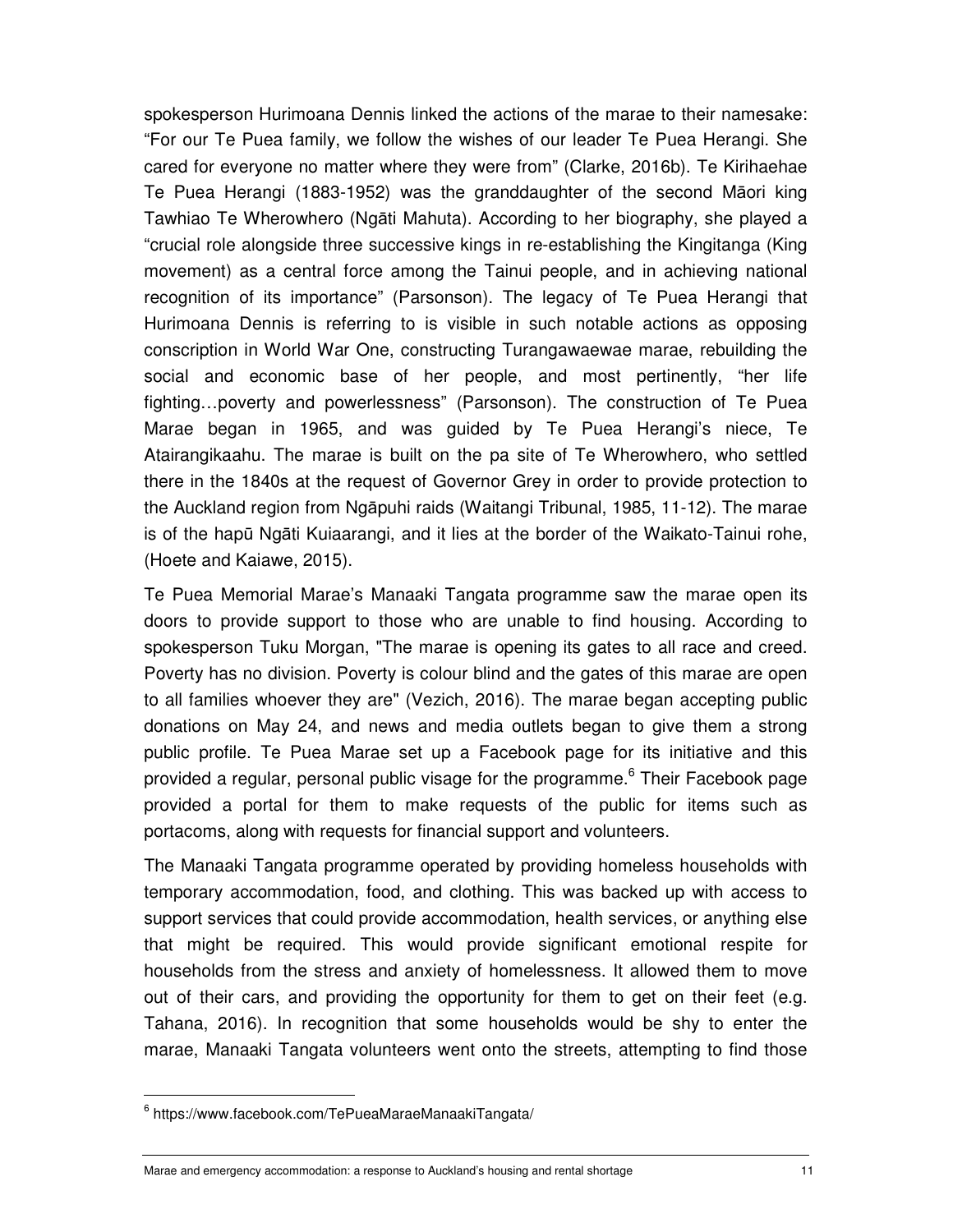spokesperson Hurimoana Dennis linked the actions of the marae to their namesake: "For our Te Puea family, we follow the wishes of our leader Te Puea Herangi. She cared for everyone no matter where they were from" (Clarke, 2016b). Te Kirihaehae Te Puea Herangi (1883-1952) was the granddaughter of the second Māori king Tawhiao Te Wherowhero (Ngāti Mahuta). According to her biography, she played a "crucial role alongside three successive kings in re-establishing the Kingitanga (King movement) as a central force among the Tainui people, and in achieving national recognition of its importance" (Parsonson). The legacy of Te Puea Herangi that Hurimoana Dennis is referring to is visible in such notable actions as opposing conscription in World War One, constructing Turangawaewae marae, rebuilding the social and economic base of her people, and most pertinently, "her life fighting…poverty and powerlessness" (Parsonson). The construction of Te Puea Marae began in 1965, and was guided by Te Puea Herangi's niece, Te Atairangikaahu. The marae is built on the pa site of Te Wherowhero, who settled there in the 1840s at the request of Governor Grey in order to provide protection to the Auckland region from Ngāpuhi raids (Waitangi Tribunal, 1985, 11-12). The marae is of the hapū Ngāti Kuiaarangi, and it lies at the border of the Waikato-Tainui rohe, (Hoete and Kaiawe, 2015).

Te Puea Memorial Marae's Manaaki Tangata programme saw the marae open its doors to provide support to those who are unable to find housing. According to spokesperson Tuku Morgan, "The marae is opening its gates to all race and creed. Poverty has no division. Poverty is colour blind and the gates of this marae are open to all families whoever they are" (Vezich, 2016). The marae began accepting public donations on May 24, and news and media outlets began to give them a strong public profile. Te Puea Marae set up a Facebook page for its initiative and this provided a regular, personal public visage for the programme.[6] Their Facebook page provided a portal for them to make requests of the public for items such as portacoms, along with requests for financial support and volunteers.

The Manaaki Tangata programme operated by providing homeless households with temporary accommodation, food, and clothing. This was backed up with access to support services that could provide accommodation, health services, or anything else that might be required. This would provide significant emotional respite for households from the stress and anxiety of homelessness. It allowed them to move out of their cars, and providing the opportunity for them to get on their feet (e.g. Tahana, 2016). In recognition that some households would be shy to enter the marae, Manaaki Tangata volunteers went onto the streets, attempting to find those

[6] https://www.facebook.com/TePueaMaraeManaakiTangata/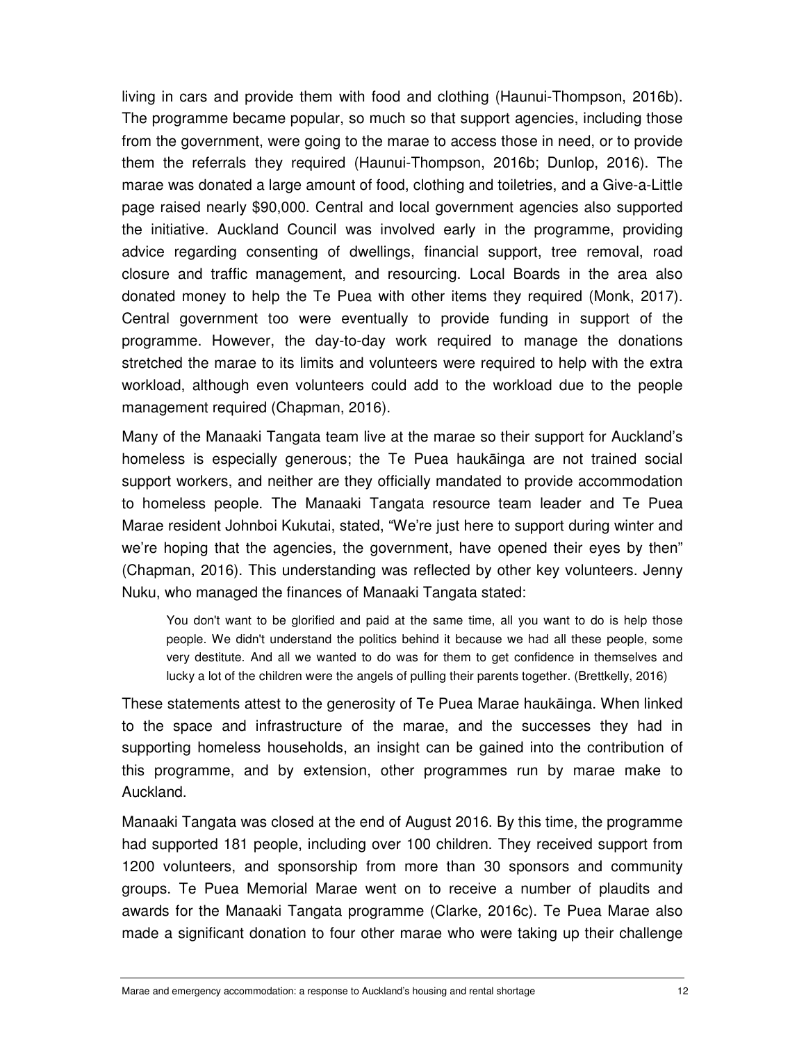living in cars and provide them with food and clothing (Haunui-Thompson, 2016b). The programme became popular, so much so that support agencies, including those from the government, were going to the marae to access those in need, or to provide them the referrals they required (Haunui-Thompson, 2016b; Dunlop, 2016). The marae was donated a large amount of food, clothing and toiletries, and a Give-a-Little page raised nearly $90,000. Central and local government agencies also supported the initiative. Auckland Council was involved early in the programme, providing advice regarding consenting of dwellings, financial support, tree removal, road closure and traffic management, and resourcing. Local Boards in the area also donated money to help the Te Puea with other items they required (Monk, 2017). Central government too were eventually to provide funding in support of the programme. However, the day-to-day work required to manage the donations stretched the marae to its limits and volunteers were required to help with the extra workload, although even volunteers could add to the workload due to the people management required (Chapman, 2016).

Many of the Manaaki Tangata team live at the marae so their support for Auckland's homeless is especially generous; the Te Puea haukāinga are not trained social support workers, and neither are they officially mandated to provide accommodation to homeless people. The Manaaki Tangata resource team leader and Te Puea Marae resident Johnboi Kukutai, stated, "We're just here to support during winter and we're hoping that the agencies, the government, have opened their eyes by then" (Chapman, 2016). This understanding was reflected by other key volunteers. Jenny Nuku, who managed the finances of Manaaki Tangata stated:

> You don't want to be glorified and paid at the same time, all you want to do is help those people. We didn't understand the politics behind it because we had all these people, some very destitute. And all we wanted to do was for them to get confidence in themselves and lucky a lot of the children were the angels of pulling their parents together. (Brettkelly, 2016)

These statements attest to the generosity of Te Puea Marae haukāinga. When linked to the space and infrastructure of the marae, and the successes they had in supporting homeless households, an insight can be gained into the contribution of this programme, and by extension, other programmes run by marae make to Auckland.

Manaaki Tangata was closed at the end of August 2016. By this time, the programme had supported 181 people, including over 100 children. They received support from 1200 volunteers, and sponsorship from more than 30 sponsors and community groups. Te Puea Memorial Marae went on to receive a number of plaudits and awards for the Manaaki Tangata programme (Clarke, 2016c). Te Puea Marae also made a significant donation to four other marae who were taking up their challenge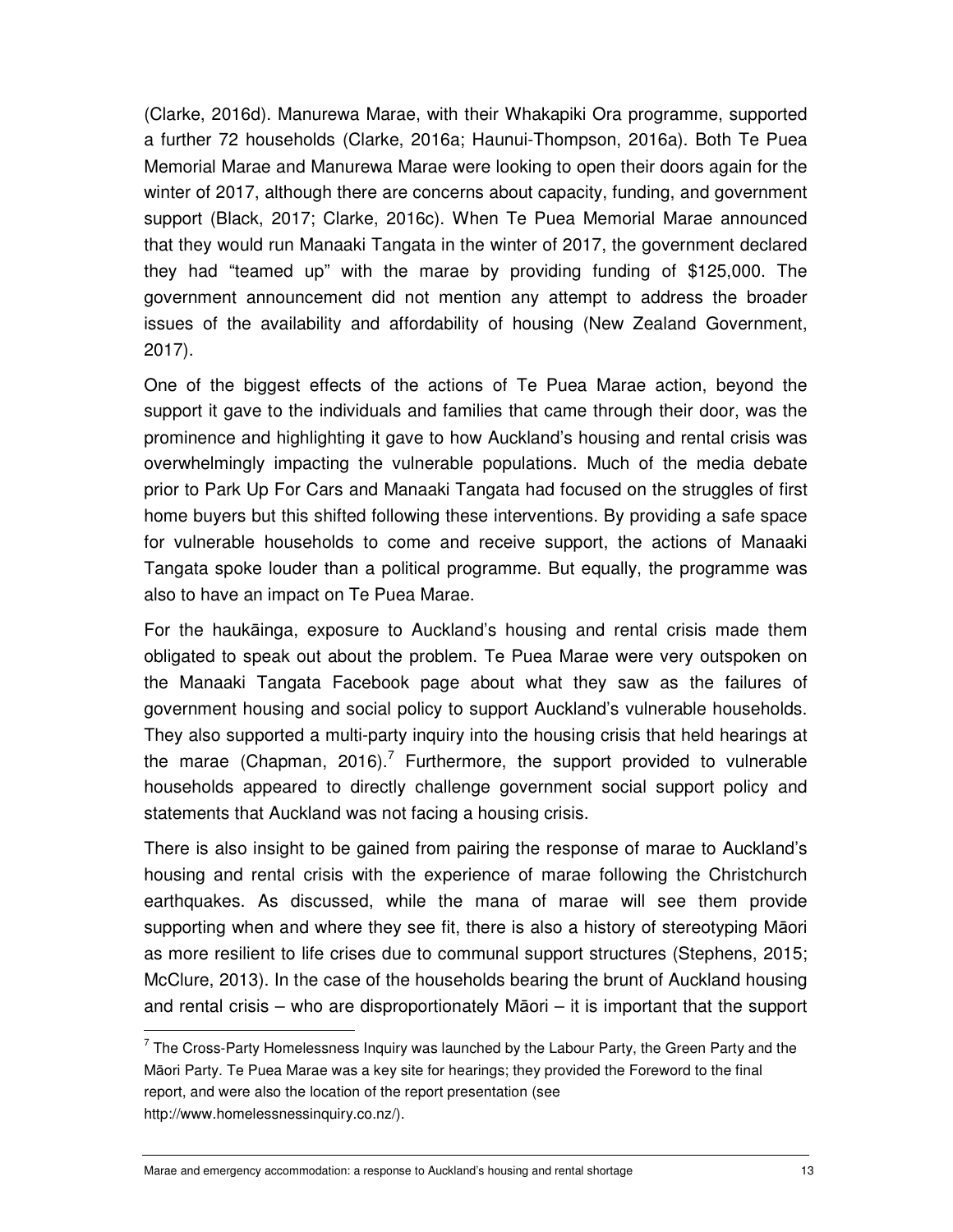(Clarke, 2016d). Manurewa Marae, with their Whakapiki Ora programme, supported a further 72 households (Clarke, 2016a; Haunui-Thompson, 2016a). Both Te Puea Memorial Marae and Manurewa Marae were looking to open their doors again for the winter of 2017, although there are concerns about capacity, funding, and government support (Black, 2017; Clarke, 2016c). When Te Puea Memorial Marae announced that they would run Manaaki Tangata in the winter of 2017, the government declared they had "teamed up" with the marae by providing funding of $125,000. The government announcement did not mention any attempt to address the broader issues of the availability and affordability of housing (New Zealand Government, 2017).

One of the biggest effects of the actions of Te Puea Marae action, beyond the support it gave to the individuals and families that came through their door, was the prominence and highlighting it gave to how Auckland's housing and rental crisis was overwhelmingly impacting the vulnerable populations. Much of the media debate prior to Park Up For Cars and Manaaki Tangata had focused on the struggles of first home buyers but this shifted following these interventions. By providing a safe space for vulnerable households to come and receive support, the actions of Manaaki Tangata spoke louder than a political programme. But equally, the programme was also to have an impact on Te Puea Marae.

For the haukāinga, exposure to Auckland's housing and rental crisis made them obligated to speak out about the problem. Te Puea Marae were very outspoken on the Manaaki Tangata Facebook page about what they saw as the failures of government housing and social policy to support Auckland's vulnerable households. They also supported a multi-party inquiry into the housing crisis that held hearings at the marae (Chapman, 2016).[7] Furthermore, the support provided to vulnerable households appeared to directly challenge government social support policy and statements that Auckland was not facing a housing crisis.

There is also insight to be gained from pairing the response of marae to Auckland's housing and rental crisis with the experience of marae following the Christchurch earthquakes. As discussed, while the mana of marae will see them provide supporting when and where they see fit, there is also a history of stereotyping Māori as more resilient to life crises due to communal support structures (Stephens, 2015; McClure, 2013). In the case of the households bearing the brunt of Auckland housing and rental crisis – who are disproportionately Māori – it is important that the support

[7] The Cross-Party Homelessness Inquiry was launched by the Labour Party, the Green Party and the Māori Party. Te Puea Marae was a key site for hearings; they provided the Foreword to the final report, and were also the location of the report presentation (see http://www.homelessnessinquiry.co.nz/).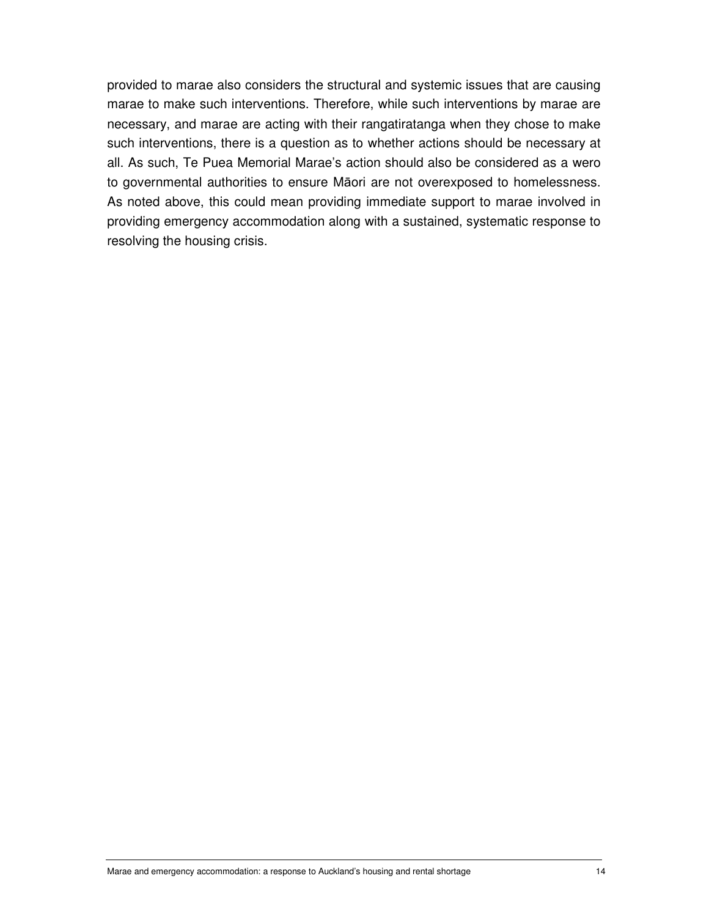provided to marae also considers the structural and systemic issues that are causing marae to make such interventions. Therefore, while such interventions by marae are necessary, and marae are acting with their rangatiratanga when they chose to make such interventions, there is a question as to whether actions should be necessary at all. As such, Te Puea Memorial Marae's action should also be considered as a wero to governmental authorities to ensure Māori are not overexposed to homelessness. As noted above, this could mean providing immediate support to marae involved in providing emergency accommodation along with a sustained, systematic response to resolving the housing crisis.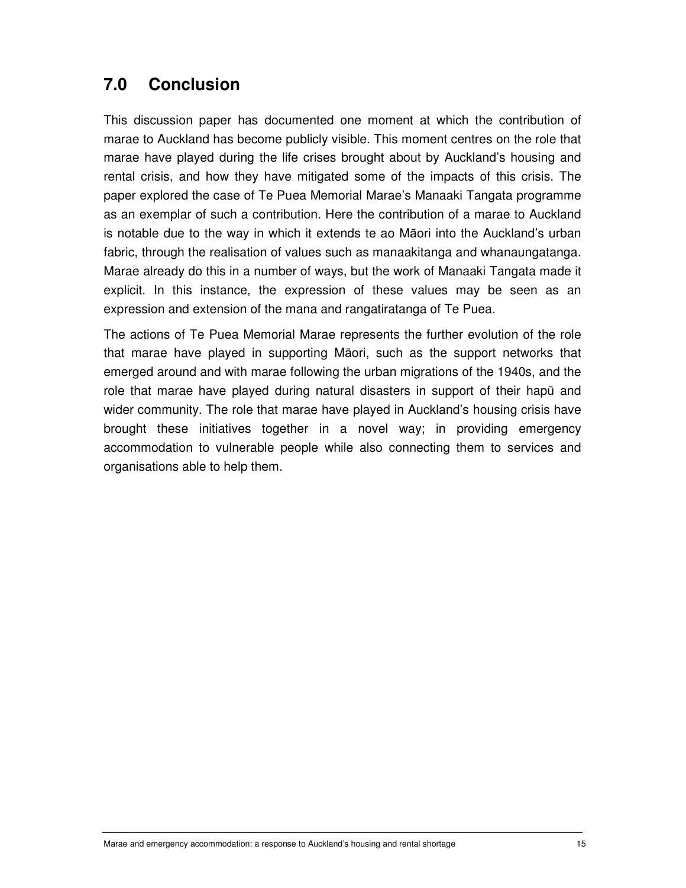## 7.0 Conclusion

This discussion paper has documented one moment at which the contribution of marae to Auckland has become publicly visible. This moment centres on the role that marae have played during the life crises brought about by Auckland's housing and rental crisis, and how they have mitigated some of the impacts of this crisis. The paper explored the case of Te Puea Memorial Marae's Manaaki Tangata programme as an exemplar of such a contribution. Here the contribution of a marae to Auckland is notable due to the way in which it extends te ao Māori into the Auckland's urban fabric, through the realisation of values such as manaakitanga and whanaungatanga. Marae already do this in a number of ways, but the work of Manaaki Tangata made it explicit. In this instance, the expression of these values may be seen as an expression and extension of the mana and rangatiratanga of Te Puea.

The actions of Te Puea Memorial Marae represents the further evolution of the role that marae have played in supporting Māori, such as the support networks that emerged around and with marae following the urban migrations of the 1940s, and the role that marae have played during natural disasters in support of their hapū and wider community. The role that marae have played in Auckland's housing crisis have brought these initiatives together in a novel way; in providing emergency accommodation to vulnerable people while also connecting them to services and organisations able to help them.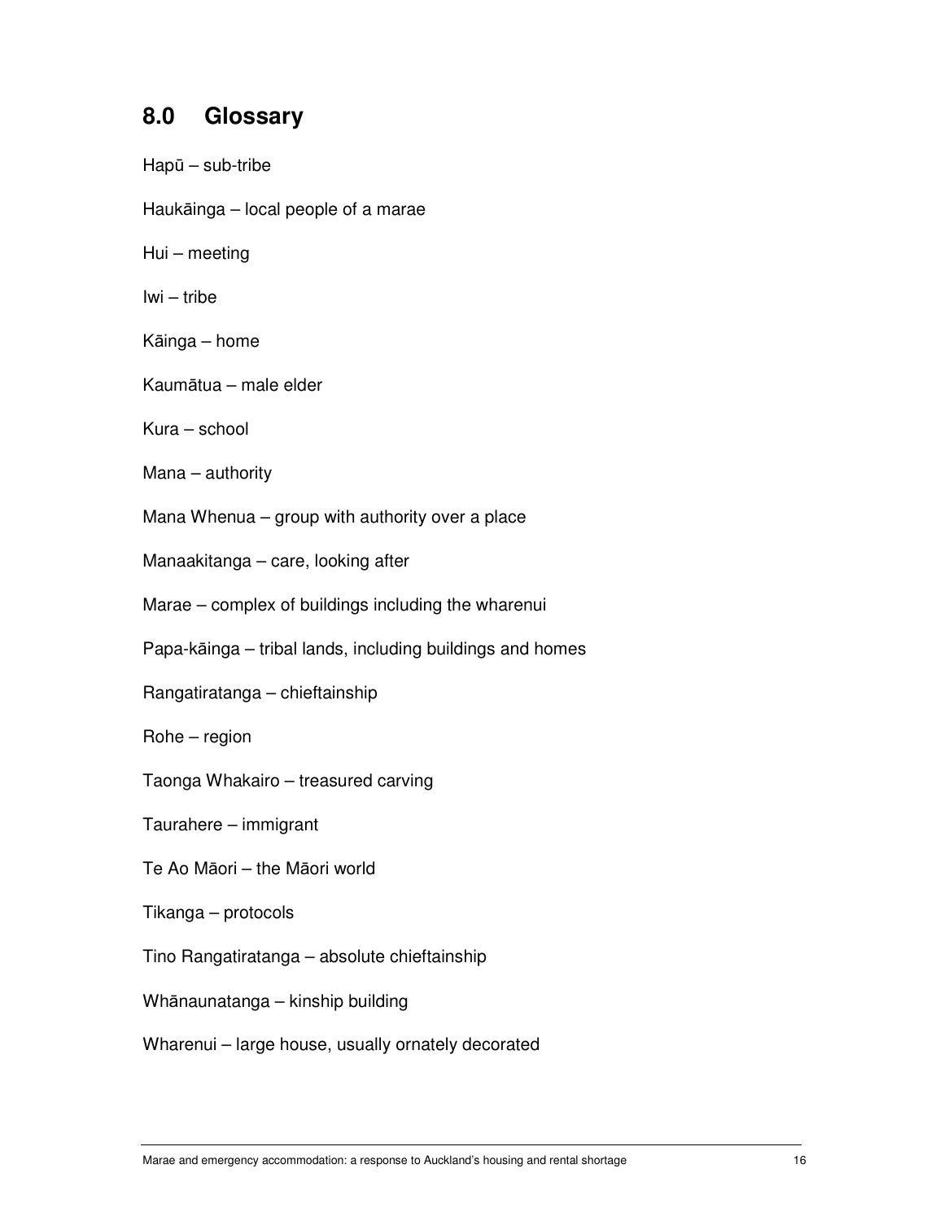## 8.0 Glossary

Hapū – sub-tribe

Haukāinga – local people of a marae

Hui – meeting

Iwi – tribe

Kāinga – home

Kaumātua – male elder

Kura – school

Mana – authority

Mana Whenua – group with authority over a place

Manaakitanga – care, looking after

Marae – complex of buildings including the wharenui

Papa-kāinga – tribal lands, including buildings and homes

Rangatiratanga – chieftainship

Rohe – region

Taonga Whakairo – treasured carving

Taurahere – immigrant

Te Ao Māori – the Māori world

Tikanga – protocols

Tino Rangatiratanga – absolute chieftainship

Whānaunatanga – kinship building

Wharenui – large house, usually ornately decorated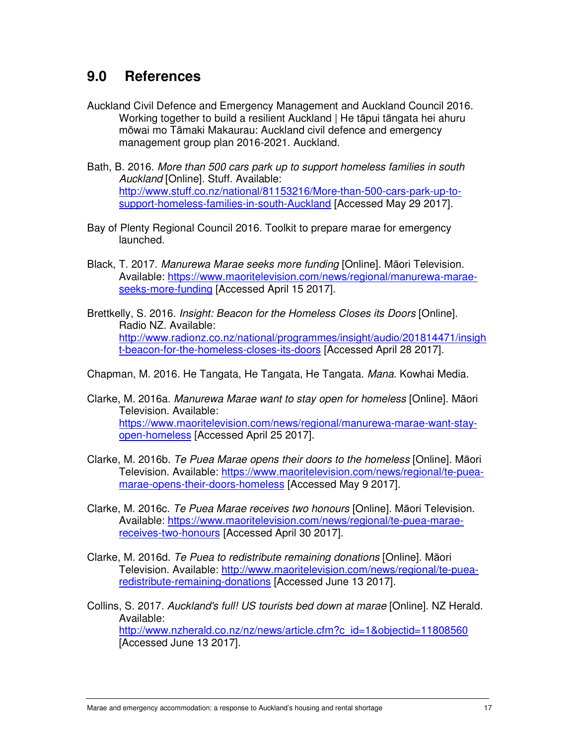## 9.0 References

Auckland Civil Defence and Emergency Management and Auckland Council 2016. Working together to build a resilient Auckland | He tāpui tāngata hei ahuru mōwai mo Tāmaki Makaurau: Auckland civil defence and emergency management group plan 2016-2021. Auckland.

Bath, B. 2016. *More than 500 cars park up to support homeless families in south Auckland* [Online]. Stuff. Available: http://www.stuff.co.nz/national/81153216/More-than-500-cars-park-up-to-support-homeless-families-in-south-Auckland [Accessed May 29 2017].

Bay of Plenty Regional Council 2016. Toolkit to prepare marae for emergency launched.

Black, T. 2017. *Manurewa Marae seeks more funding* [Online]. Māori Television. Available: https://www.maoritelevision.com/news/regional/manurewa-marae-seeks-more-funding [Accessed April 15 2017].

Brettkelly, S. 2016. *Insight: Beacon for the Homeless Closes its Doors* [Online]. Radio NZ. Available: http://www.radionz.co.nz/national/programmes/insight/audio/201814471/insight-beacon-for-the-homeless-closes-its-doors [Accessed April 28 2017].

Chapman, M. 2016. He Tangata, He Tangata, He Tangata. *Mana*. Kowhai Media.

Clarke, M. 2016a. *Manurewa Marae want to stay open for homeless* [Online]. Māori Television. Available: https://www.maoritelevision.com/news/regional/manurewa-marae-want-stay-open-homeless [Accessed April 25 2017].

Clarke, M. 2016b. *Te Puea Marae opens their doors to the homeless* [Online]. Māori Television. Available: https://www.maoritelevision.com/news/regional/te-puea-marae-opens-their-doors-homeless [Accessed May 9 2017].

Clarke, M. 2016c. *Te Puea Marae receives two honours* [Online]. Māori Television. Available: https://www.maoritelevision.com/news/regional/te-puea-marae-receives-two-honours [Accessed April 30 2017].

Clarke, M. 2016d. *Te Puea to redistribute remaining donations* [Online]. Māori Television. Available: http://www.maoritelevision.com/news/regional/te-puea-redistribute-remaining-donations [Accessed June 13 2017].

Collins, S. 2017. *Auckland's full! US tourists bed down at marae* [Online]. NZ Herald. Available: http://www.nzherald.co.nz/nz/news/article.cfm?c_id=1&objectid=11808560 [Accessed June 13 2017].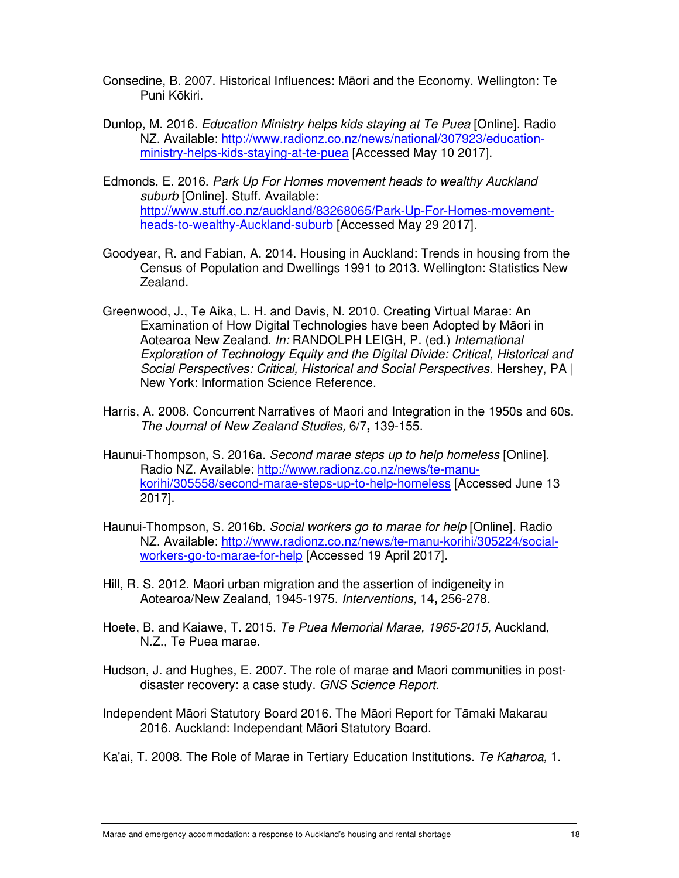Consedine, B. 2007. Historical Influences: Māori and the Economy. Wellington: Te Puni Kōkiri.

Dunlop, M. 2016. *Education Ministry helps kids staying at Te Puea* [Online]. Radio NZ. Available: http://www.radionz.co.nz/news/national/307923/education-ministry-helps-kids-staying-at-te-puea [Accessed May 10 2017].

Edmonds, E. 2016. *Park Up For Homes movement heads to wealthy Auckland suburb* [Online]. Stuff. Available: http://www.stuff.co.nz/auckland/83268065/Park-Up-For-Homes-movement-heads-to-wealthy-Auckland-suburb [Accessed May 29 2017].

Goodyear, R. and Fabian, A. 2014. Housing in Auckland: Trends in housing from the Census of Population and Dwellings 1991 to 2013. Wellington: Statistics New Zealand.

Greenwood, J., Te Aika, L. H. and Davis, N. 2010. Creating Virtual Marae: An Examination of How Digital Technologies have been Adopted by Māori in Aotearoa New Zealand. *In:* RANDOLPH LEIGH, P. (ed.) *International Exploration of Technology Equity and the Digital Divide: Critical, Historical and Social Perspectives: Critical, Historical and Social Perspectives.* Hershey, PA | New York: Information Science Reference.

Harris, A. 2008. Concurrent Narratives of Maori and Integration in the 1950s and 60s. *The Journal of New Zealand Studies,* 6/7**,** 139-155.

Haunui-Thompson, S. 2016a. *Second marae steps up to help homeless* [Online]. Radio NZ. Available: http://www.radionz.co.nz/news/te-manu-korihi/305558/second-marae-steps-up-to-help-homeless [Accessed June 13 2017].

Haunui-Thompson, S. 2016b. *Social workers go to marae for help* [Online]. Radio NZ. Available: http://www.radionz.co.nz/news/te-manu-korihi/305224/social-workers-go-to-marae-for-help [Accessed 19 April 2017].

Hill, R. S. 2012. Maori urban migration and the assertion of indigeneity in Aotearoa/New Zealand, 1945-1975. *Interventions,* 14**,** 256-278.

Hoete, B. and Kaiawe, T. 2015. *Te Puea Memorial Marae, 1965-2015,* Auckland, N.Z., Te Puea marae.

Hudson, J. and Hughes, E. 2007. The role of marae and Maori communities in post-disaster recovery: a case study. *GNS Science Report.*

Independent Māori Statutory Board 2016. The Māori Report for Tāmaki Makarau 2016. Auckland: Independant Māori Statutory Board.

Ka'ai, T. 2008. The Role of Marae in Tertiary Education Institutions. *Te Kaharoa,* 1.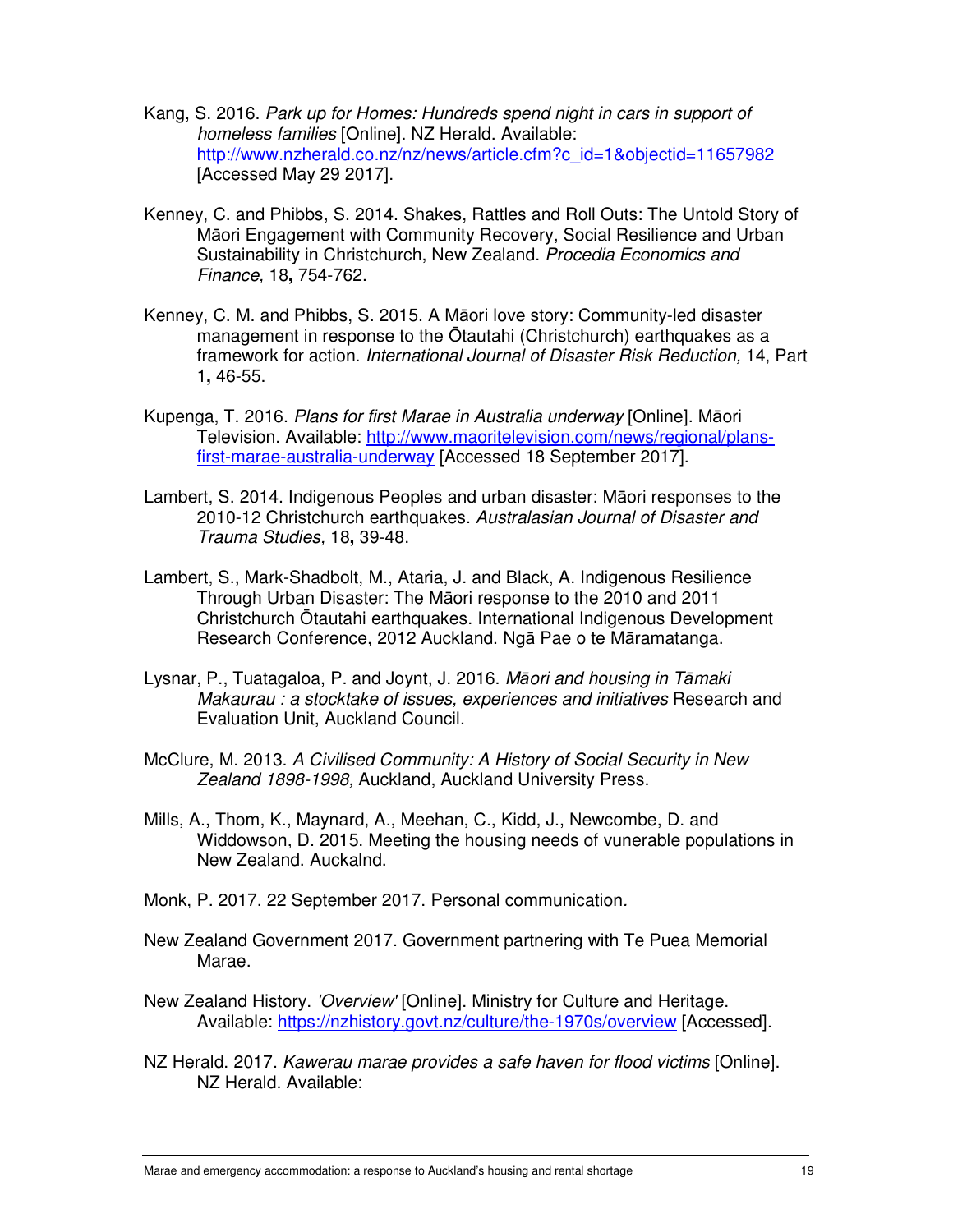Kang, S. 2016. *Park up for Homes: Hundreds spend night in cars in support of homeless families* [Online]. NZ Herald. Available: http://www.nzherald.co.nz/nz/news/article.cfm?c_id=1&objectid=11657982 [Accessed May 29 2017].

Kenney, C. and Phibbs, S. 2014. Shakes, Rattles and Roll Outs: The Untold Story of Māori Engagement with Community Recovery, Social Resilience and Urban Sustainability in Christchurch, New Zealand. *Procedia Economics and Finance,* 18**,** 754-762.

Kenney, C. M. and Phibbs, S. 2015. A Māori love story: Community-led disaster management in response to the Ōtautahi (Christchurch) earthquakes as a framework for action. *International Journal of Disaster Risk Reduction,* 14, Part 1**,** 46-55.

Kupenga, T. 2016. *Plans for first Marae in Australia underway* [Online]. Māori Television. Available: http://www.maoritelevision.com/news/regional/plans-first-marae-australia-underway [Accessed 18 September 2017].

Lambert, S. 2014. Indigenous Peoples and urban disaster: Māori responses to the 2010-12 Christchurch earthquakes. *Australasian Journal of Disaster and Trauma Studies,* 18**,** 39-48.

Lambert, S., Mark-Shadbolt, M., Ataria, J. and Black, A. Indigenous Resilience Through Urban Disaster: The Māori response to the 2010 and 2011 Christchurch Ōtautahi earthquakes. International Indigenous Development Research Conference, 2012 Auckland. Ngā Pae o te Māramatanga.

Lysnar, P., Tuatagaloa, P. and Joynt, J. 2016. *Māori and housing in Tāmaki Makaurau : a stocktake of issues, experiences and initiatives* Research and Evaluation Unit, Auckland Council.

McClure, M. 2013. *A Civilised Community: A History of Social Security in New Zealand 1898-1998,* Auckland, Auckland University Press.

Mills, A., Thom, K., Maynard, A., Meehan, C., Kidd, J., Newcombe, D. and Widdowson, D. 2015. Meeting the housing needs of vunerable populations in New Zealand. Auckalnd.

Monk, P. 2017. 22 September 2017. Personal communication.

New Zealand Government 2017. Government partnering with Te Puea Memorial Marae.

New Zealand History. *'Overview'* [Online]. Ministry for Culture and Heritage. Available: https://nzhistory.govt.nz/culture/the-1970s/overview [Accessed].

NZ Herald. 2017. *Kawerau marae provides a safe haven for flood victims* [Online]. NZ Herald. Available: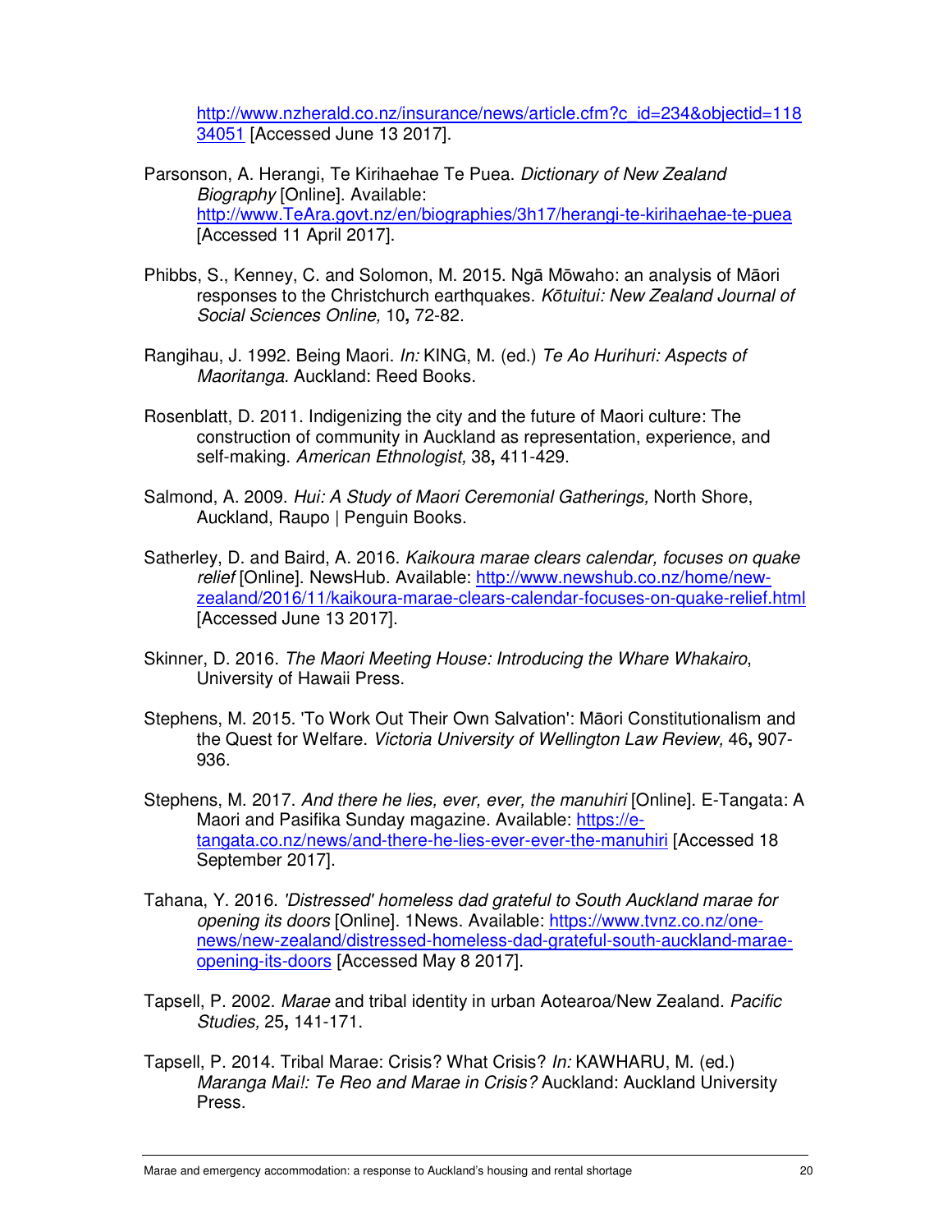http://www.nzherald.co.nz/insurance/news/article.cfm?c_id=234&objectid=11834051 [Accessed June 13 2017].

Parsonson, A. Herangi, Te Kirihaehae Te Puea. *Dictionary of New Zealand Biography* [Online]. Available: http://www.TeAra.govt.nz/en/biographies/3h17/herangi-te-kirihaehae-te-puea [Accessed 11 April 2017].

Phibbs, S., Kenney, C. and Solomon, M. 2015. Ngā Mōwaho: an analysis of Māori responses to the Christchurch earthquakes. *Kōtuitui: New Zealand Journal of Social Sciences Online,* 10**,** 72-82.

Rangihau, J. 1992. Being Maori. *In:* KING, M. (ed.) *Te Ao Hurihuri: Aspects of Maoritanga*. Auckland: Reed Books.

Rosenblatt, D. 2011. Indigenizing the city and the future of Maori culture: The construction of community in Auckland as representation, experience, and self-making. *American Ethnologist,* 38**,** 411-429.

Salmond, A. 2009. *Hui: A Study of Maori Ceremonial Gatherings,* North Shore, Auckland, Raupo | Penguin Books.

Satherley, D. and Baird, A. 2016. *Kaikoura marae clears calendar, focuses on quake relief* [Online]. NewsHub. Available: http://www.newshub.co.nz/home/new-zealand/2016/11/kaikoura-marae-clears-calendar-focuses-on-quake-relief.html [Accessed June 13 2017].

Skinner, D. 2016. *The Maori Meeting House: Introducing the Whare Whakairo*, University of Hawaii Press.

Stephens, M. 2015. 'To Work Out Their Own Salvation': Māori Constitutionalism and the Quest for Welfare. *Victoria University of Wellington Law Review,* 46**,** 907-936.

Stephens, M. 2017. *And there he lies, ever, ever, the manuhiri* [Online]. E-Tangata: A Maori and Pasifika Sunday magazine. Available: https://e-tangata.co.nz/news/and-there-he-lies-ever-ever-the-manuhiri [Accessed 18 September 2017].

Tahana, Y. 2016. *'Distressed' homeless dad grateful to South Auckland marae for opening its doors* [Online]. 1News. Available: https://www.tvnz.co.nz/one-news/new-zealand/distressed-homeless-dad-grateful-south-auckland-marae-opening-its-doors [Accessed May 8 2017].

Tapsell, P. 2002. *Marae* and tribal identity in urban Aotearoa/New Zealand. *Pacific Studies,* 25**,** 141-171.

Tapsell, P. 2014. Tribal Marae: Crisis? What Crisis? *In:* KAWHARU, M. (ed.) *Maranga Mai!: Te Reo and Marae in Crisis?* Auckland: Auckland University Press.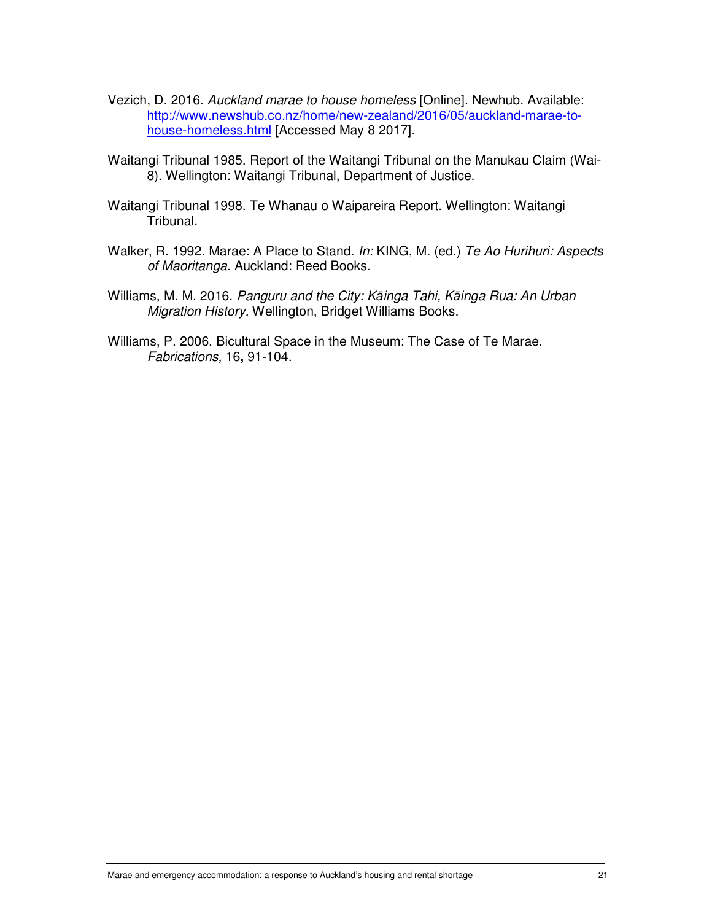Vezich, D. 2016. *Auckland marae to house homeless* [Online]. Newhub. Available: http://www.newshub.co.nz/home/new-zealand/2016/05/auckland-marae-to-house-homeless.html [Accessed May 8 2017].

Waitangi Tribunal 1985. Report of the Waitangi Tribunal on the Manukau Claim (Wai-8). Wellington: Waitangi Tribunal, Department of Justice.

Waitangi Tribunal 1998. Te Whanau o Waipareira Report. Wellington: Waitangi Tribunal.

Walker, R. 1992. Marae: A Place to Stand. *In:* KING, M. (ed.) *Te Ao Hurihuri: Aspects of Maoritanga*. Auckland: Reed Books.

Williams, M. M. 2016. *Panguru and the City: Kāinga Tahi, Kāinga Rua: An Urban Migration History,* Wellington, Bridget Williams Books.

Williams, P. 2006. Bicultural Space in the Museum: The Case of Te Marae. *Fabrications,* 16**,** 91-104.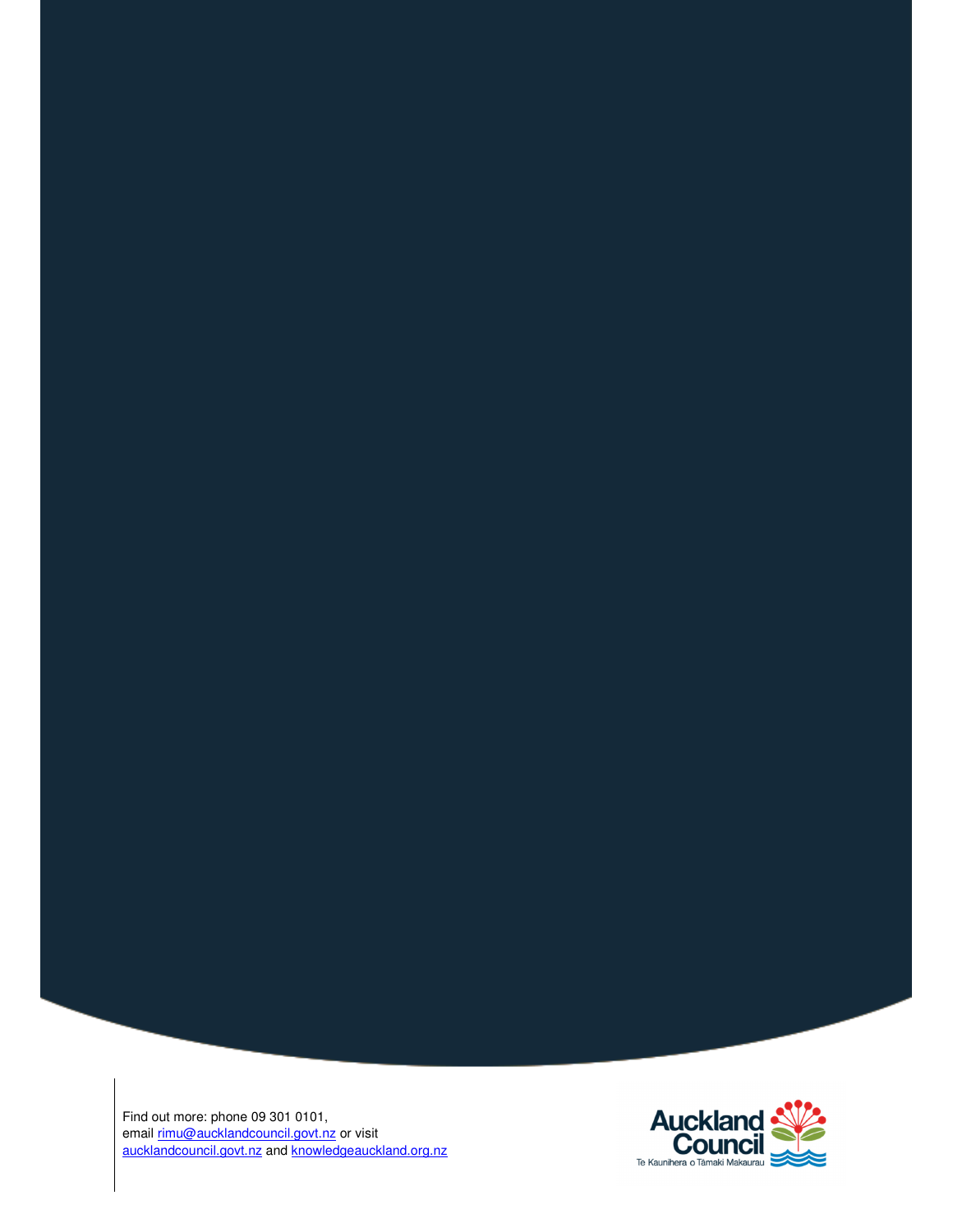Find out more: phone 09 301 0101,
email rimu@aucklandcouncil.govt.nz or visit
aucklandcouncil.govt.nz and knowledgeauckland.org.nz

Auckland Council
Te Kaunihera o Tāmaki Makaurau